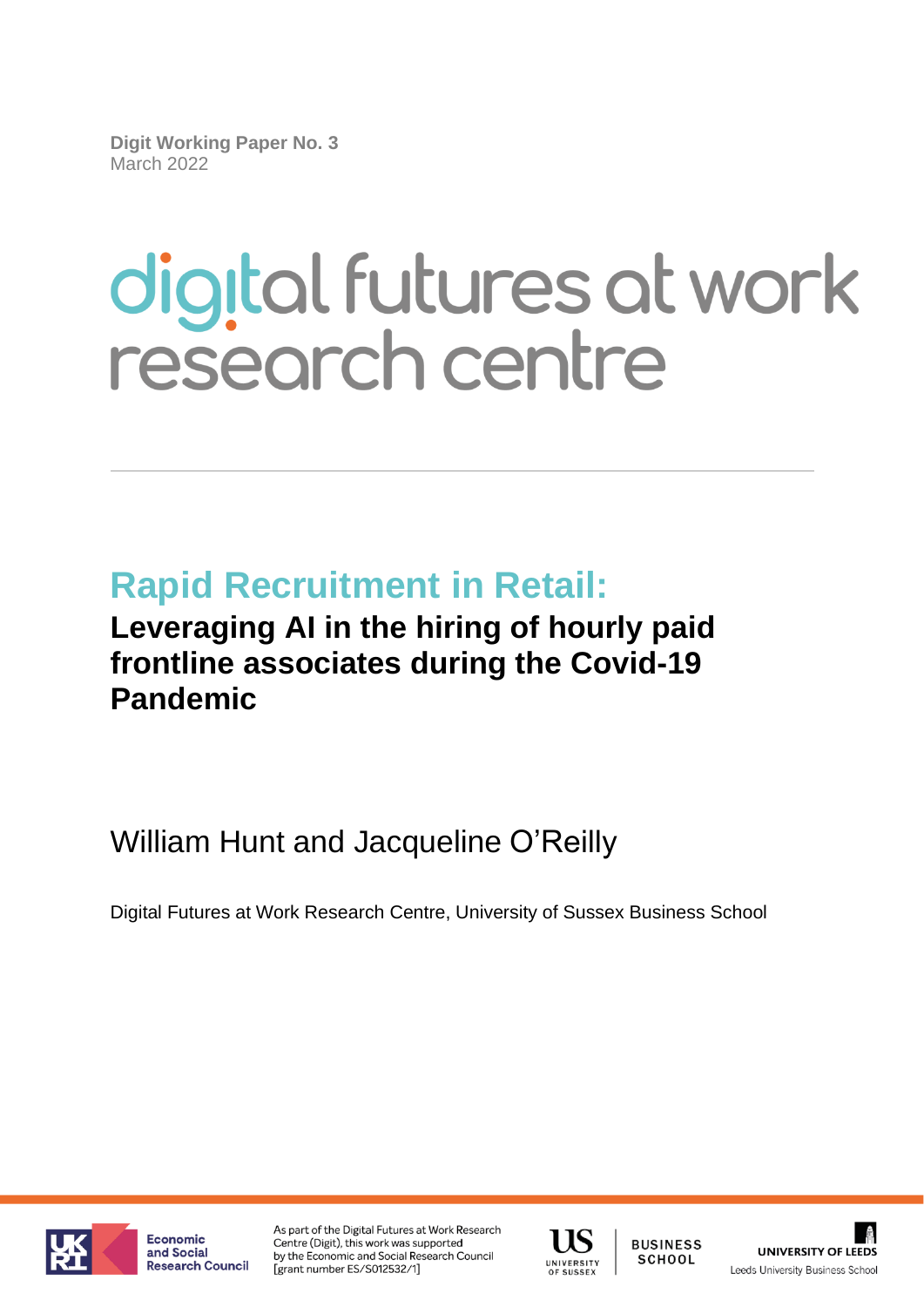**Digit Working Paper No. 3**
March 2022

# digital futures at work research centre

# Rapid Recruitment in Retail:

## Leveraging AI in the hiring of hourly paid frontline associates during the Covid-19 Pandemic

William Hunt and Jacqueline O'Reilly

Digital Futures at Work Research Centre, University of Sussex Business School

Economic and Social Research Council

As part of the Digital Futures at Work Research Centre (Digit), this work was supported by the Economic and Social Research Council [grant number ES/S012532/1]

University of Sussex Business School

University of Leeds — Leeds University Business School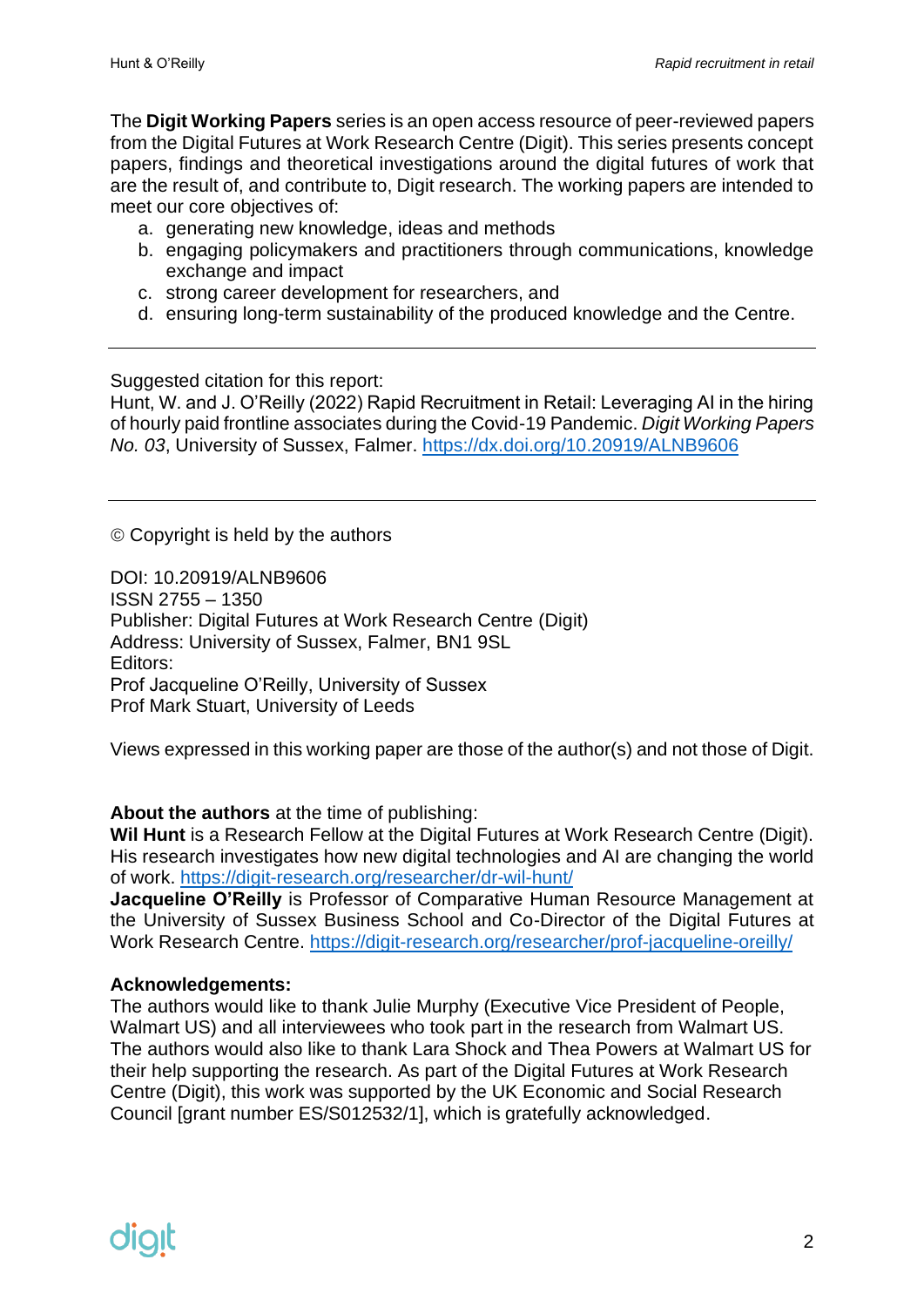The **Digit Working Papers** series is an open access resource of peer-reviewed papers from the Digital Futures at Work Research Centre (Digit). This series presents concept papers, findings and theoretical investigations around the digital futures of work that are the result of, and contribute to, Digit research. The working papers are intended to meet our core objectives of:

a. generating new knowledge, ideas and methods
b. engaging policymakers and practitioners through communications, knowledge exchange and impact
c. strong career development for researchers, and
d. ensuring long-term sustainability of the produced knowledge and the Centre.

---

Suggested citation for this report:
Hunt, W. and J. O'Reilly (2022) Rapid Recruitment in Retail: Leveraging AI in the hiring of hourly paid frontline associates during the Covid-19 Pandemic. *Digit Working Papers No. 03*, University of Sussex, Falmer. https://dx.doi.org/10.20919/ALNB9606

---

© Copyright is held by the authors

DOI: 10.20919/ALNB9606
ISSN 2755 – 1350
Publisher: Digital Futures at Work Research Centre (Digit)
Address: University of Sussex, Falmer, BN1 9SL
Editors:
Prof Jacqueline O'Reilly, University of Sussex
Prof Mark Stuart, University of Leeds

Views expressed in this working paper are those of the author(s) and not those of Digit.

**About the authors** at the time of publishing:
**Wil Hunt** is a Research Fellow at the Digital Futures at Work Research Centre (Digit). His research investigates how new digital technologies and AI are changing the world of work. https://digit-research.org/researcher/dr-wil-hunt/
**Jacqueline O'Reilly** is Professor of Comparative Human Resource Management at the University of Sussex Business School and Co-Director of the Digital Futures at Work Research Centre. https://digit-research.org/researcher/prof-jacqueline-oreilly/

**Acknowledgements:**
The authors would like to thank Julie Murphy (Executive Vice President of People, Walmart US) and all interviewees who took part in the research from Walmart US. The authors would also like to thank Lara Shock and Thea Powers at Walmart US for their help supporting the research. As part of the Digital Futures at Work Research Centre (Digit), this work was supported by the UK Economic and Social Research Council [grant number ES/S012532/1], which is gratefully acknowledged.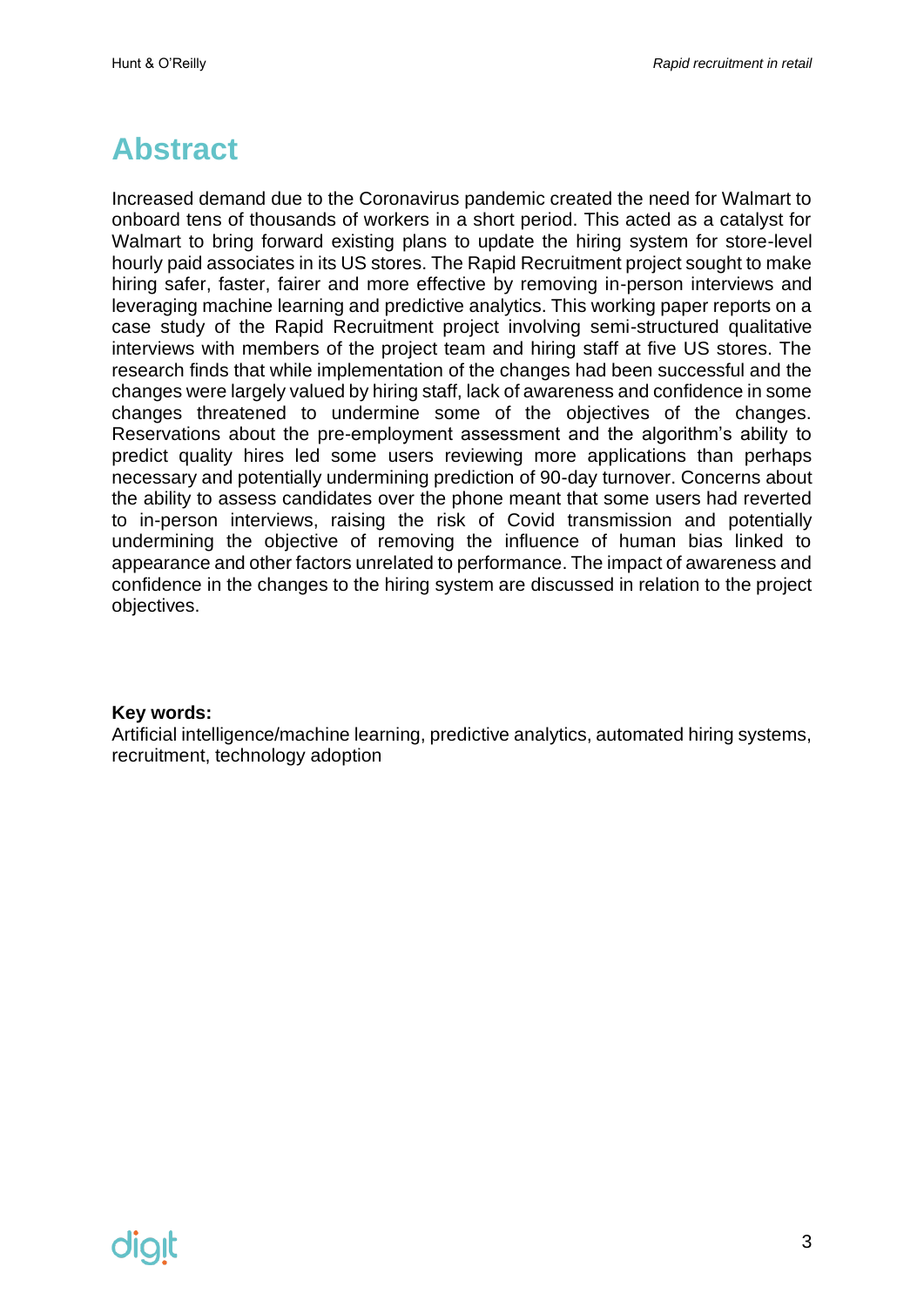# Abstract

Increased demand due to the Coronavirus pandemic created the need for Walmart to onboard tens of thousands of workers in a short period. This acted as a catalyst for Walmart to bring forward existing plans to update the hiring system for store-level hourly paid associates in its US stores. The Rapid Recruitment project sought to make hiring safer, faster, fairer and more effective by removing in-person interviews and leveraging machine learning and predictive analytics. This working paper reports on a case study of the Rapid Recruitment project involving semi-structured qualitative interviews with members of the project team and hiring staff at five US stores. The research finds that while implementation of the changes had been successful and the changes were largely valued by hiring staff, lack of awareness and confidence in some changes threatened to undermine some of the objectives of the changes. Reservations about the pre-employment assessment and the algorithm's ability to predict quality hires led some users reviewing more applications than perhaps necessary and potentially undermining prediction of 90-day turnover. Concerns about the ability to assess candidates over the phone meant that some users had reverted to in-person interviews, raising the risk of Covid transmission and potentially undermining the objective of removing the influence of human bias linked to appearance and other factors unrelated to performance. The impact of awareness and confidence in the changes to the hiring system are discussed in relation to the project objectives.

**Key words:**
Artificial intelligence/machine learning, predictive analytics, automated hiring systems, recruitment, technology adoption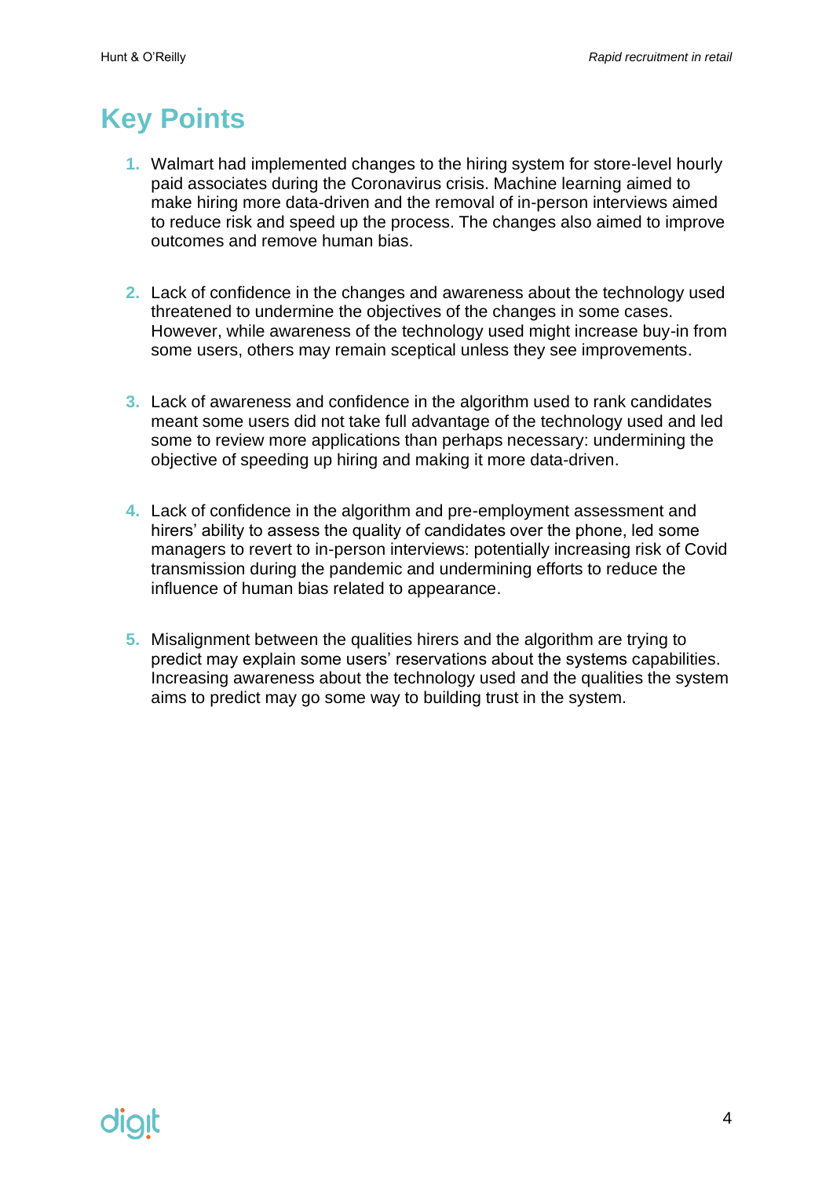# Key Points

1. Walmart had implemented changes to the hiring system for store-level hourly paid associates during the Coronavirus crisis. Machine learning aimed to make hiring more data-driven and the removal of in-person interviews aimed to reduce risk and speed up the process. The changes also aimed to improve outcomes and remove human bias.

2. Lack of confidence in the changes and awareness about the technology used threatened to undermine the objectives of the changes in some cases. However, while awareness of the technology used might increase buy-in from some users, others may remain sceptical unless they see improvements.

3. Lack of awareness and confidence in the algorithm used to rank candidates meant some users did not take full advantage of the technology used and led some to review more applications than perhaps necessary: undermining the objective of speeding up hiring and making it more data-driven.

4. Lack of confidence in the algorithm and pre-employment assessment and hirers' ability to assess the quality of candidates over the phone, led some managers to revert to in-person interviews: potentially increasing risk of Covid transmission during the pandemic and undermining efforts to reduce the influence of human bias related to appearance.

5. Misalignment between the qualities hirers and the algorithm are trying to predict may explain some users' reservations about the systems capabilities. Increasing awareness about the technology used and the qualities the system aims to predict may go some way to building trust in the system.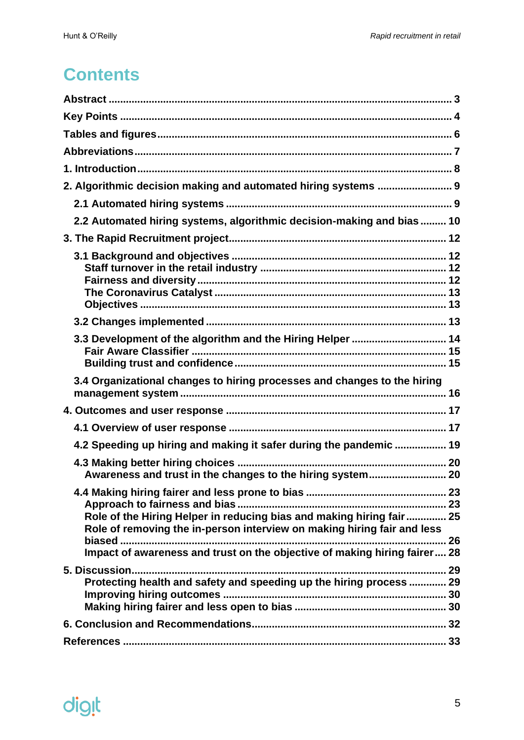# Contents

**Abstract** ..................................................... 3

**Key Points** ..................................................... 4

**Tables and figures** ..................................................... 6

**Abbreviations** ..................................................... 7

**1. Introduction** ..................................................... 8

**2. Algorithmic decision making and automated hiring systems** ..................................................... 9

- **2.1 Automated hiring systems** ..................................................... 9
- **2.2 Automated hiring systems, algorithmic decision-making and bias** ..................................................... 10

**3. The Rapid Recruitment project** ..................................................... 12

- **3.1 Background and objectives** ..................................................... 12
  - **Staff turnover in the retail industry** ..................................................... 12
  - **Fairness and diversity** ..................................................... 12
  - **The Coronavirus Catalyst** ..................................................... 13
  - **Objectives** ..................................................... 13
- **3.2 Changes implemented** ..................................................... 13
- **3.3 Development of the algorithm and the Hiring Helper** ..................................................... 14
  - **Fair Aware Classifier** ..................................................... 15
  - **Building trust and confidence** ..................................................... 15
- **3.4 Organizational changes to hiring processes and changes to the hiring management system** ..................................................... 16

**4. Outcomes and user response** ..................................................... 17

- **4.1 Overview of user response** ..................................................... 17
- **4.2 Speeding up hiring and making it safer during the pandemic** ..................................................... 19
- **4.3 Making better hiring choices** ..................................................... 20
  - **Awareness and trust in the changes to the hiring system** ..................................................... 20
- **4.4 Making hiring fairer and less prone to bias** ..................................................... 23
  - **Approach to fairness and bias** ..................................................... 23
  - **Role of the Hiring Helper in reducing bias and making hiring fair** ..................................................... 25
  - **Role of removing the in-person interview on making hiring fair and less biased** ..................................................... 26
  - **Impact of awareness and trust on the objective of making hiring fairer** ..................................................... 28

**5. Discussion** ..................................................... 29

- **Protecting health and safety and speeding up the hiring process** ..................................................... 29
- **Improving hiring outcomes** ..................................................... 30
- **Making hiring fairer and less open to bias** ..................................................... 30

**6. Conclusion and Recommendations** ..................................................... 32

**References** ..................................................... 33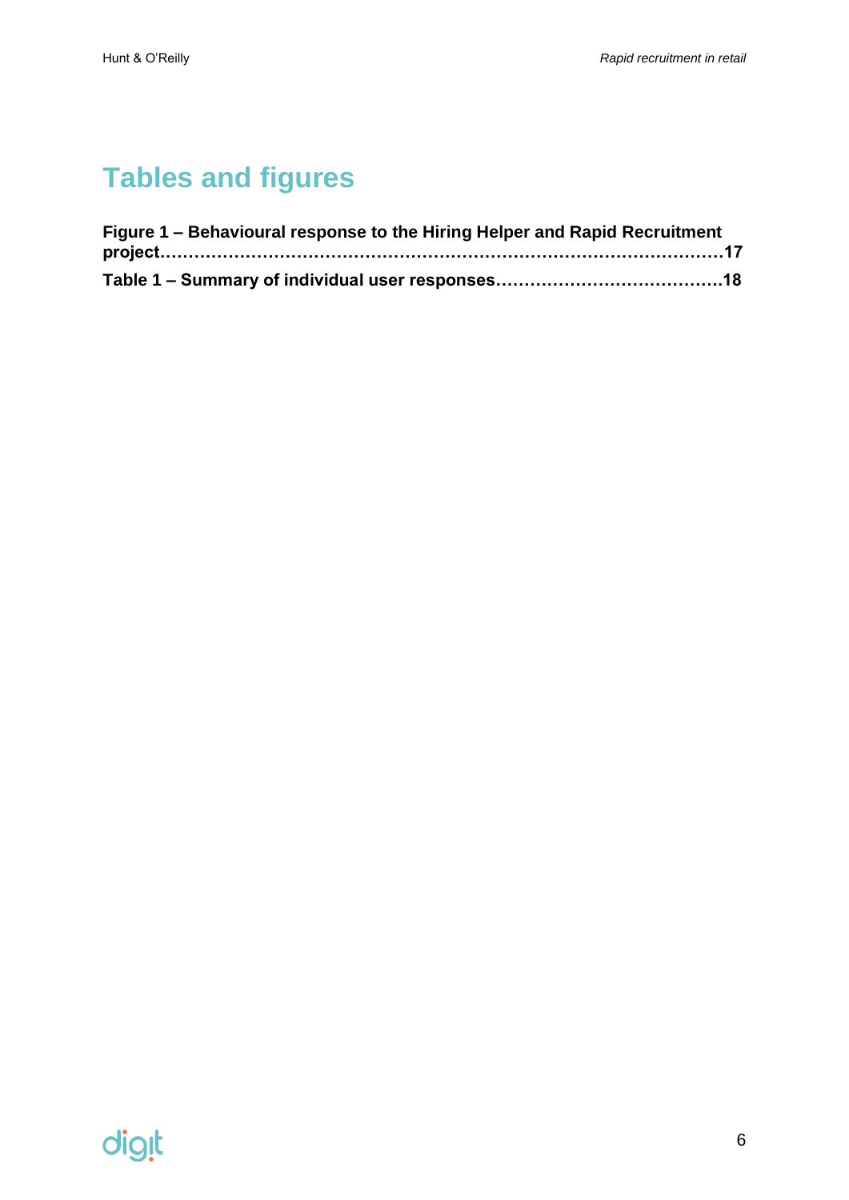# Tables and figures

**Figure 1 – Behavioural response to the Hiring Helper and Rapid Recruitment project……………………………………………………………………………………17**

**Table 1 – Summary of individual user responses…………………………………18**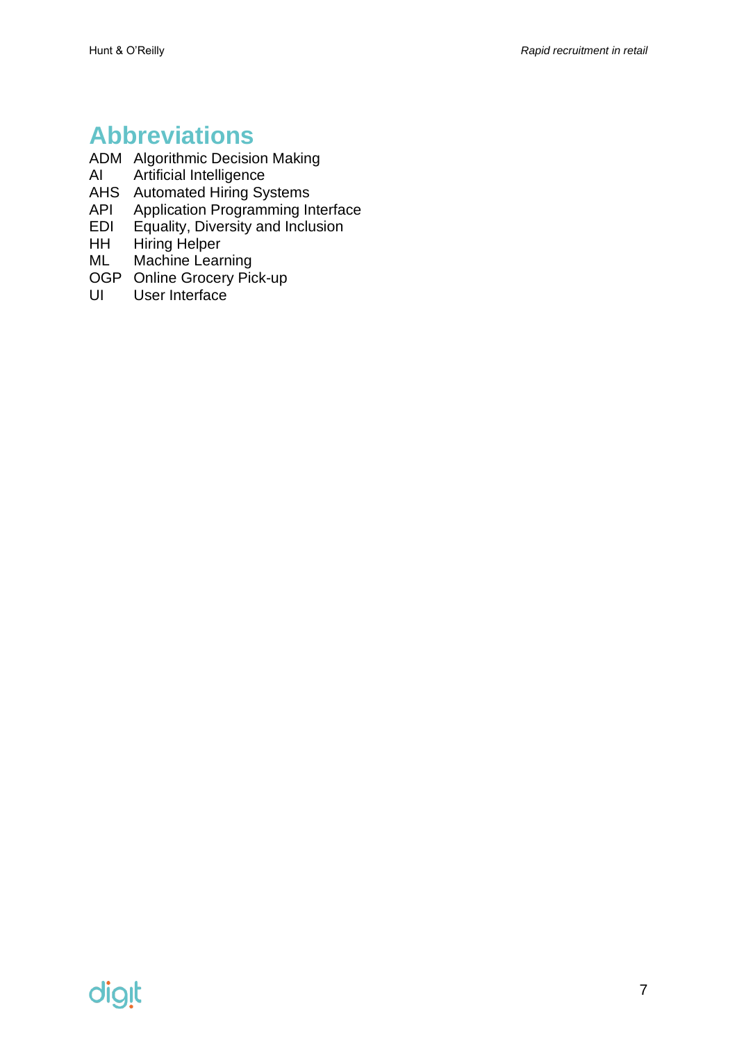# Abbreviations

| | |
|---|---|
| ADM | Algorithmic Decision Making |
| AI | Artificial Intelligence |
| AHS | Automated Hiring Systems |
| API | Application Programming Interface |
| EDI | Equality, Diversity and Inclusion |
| HH | Hiring Helper |
| ML | Machine Learning |
| OGP | Online Grocery Pick-up |
| UI | User Interface |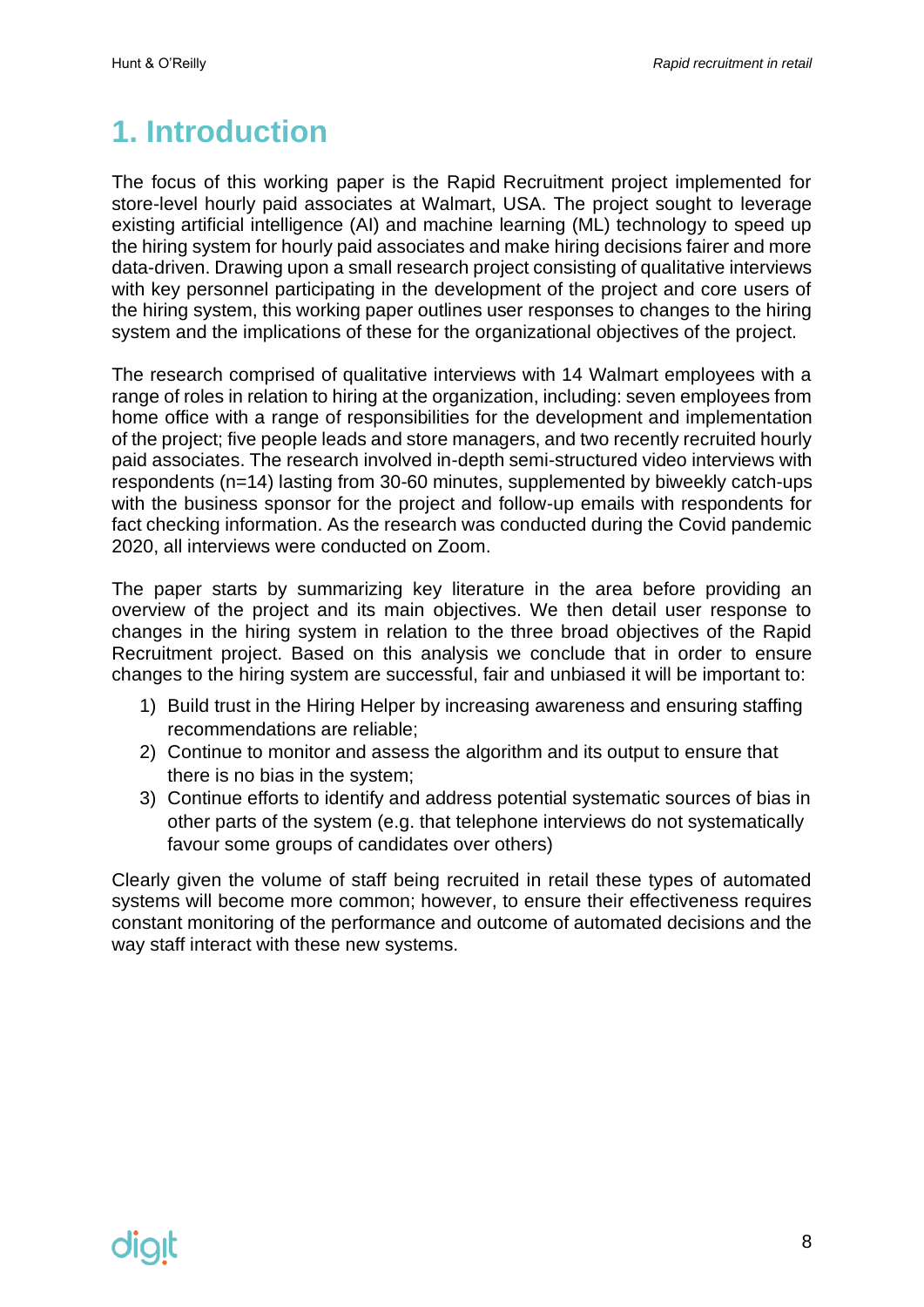# 1. Introduction

The focus of this working paper is the Rapid Recruitment project implemented for store-level hourly paid associates at Walmart, USA. The project sought to leverage existing artificial intelligence (AI) and machine learning (ML) technology to speed up the hiring system for hourly paid associates and make hiring decisions fairer and more data-driven. Drawing upon a small research project consisting of qualitative interviews with key personnel participating in the development of the project and core users of the hiring system, this working paper outlines user responses to changes to the hiring system and the implications of these for the organizational objectives of the project.

The research comprised of qualitative interviews with 14 Walmart employees with a range of roles in relation to hiring at the organization, including: seven employees from home office with a range of responsibilities for the development and implementation of the project; five people leads and store managers, and two recently recruited hourly paid associates. The research involved in-depth semi-structured video interviews with respondents (n=14) lasting from 30-60 minutes, supplemented by biweekly catch-ups with the business sponsor for the project and follow-up emails with respondents for fact checking information. As the research was conducted during the Covid pandemic 2020, all interviews were conducted on Zoom.

The paper starts by summarizing key literature in the area before providing an overview of the project and its main objectives. We then detail user response to changes in the hiring system in relation to the three broad objectives of the Rapid Recruitment project. Based on this analysis we conclude that in order to ensure changes to the hiring system are successful, fair and unbiased it will be important to:

1) Build trust in the Hiring Helper by increasing awareness and ensuring staffing recommendations are reliable;
2) Continue to monitor and assess the algorithm and its output to ensure that there is no bias in the system;
3) Continue efforts to identify and address potential systematic sources of bias in other parts of the system (e.g. that telephone interviews do not systematically favour some groups of candidates over others)

Clearly given the volume of staff being recruited in retail these types of automated systems will become more common; however, to ensure their effectiveness requires constant monitoring of the performance and outcome of automated decisions and the way staff interact with these new systems.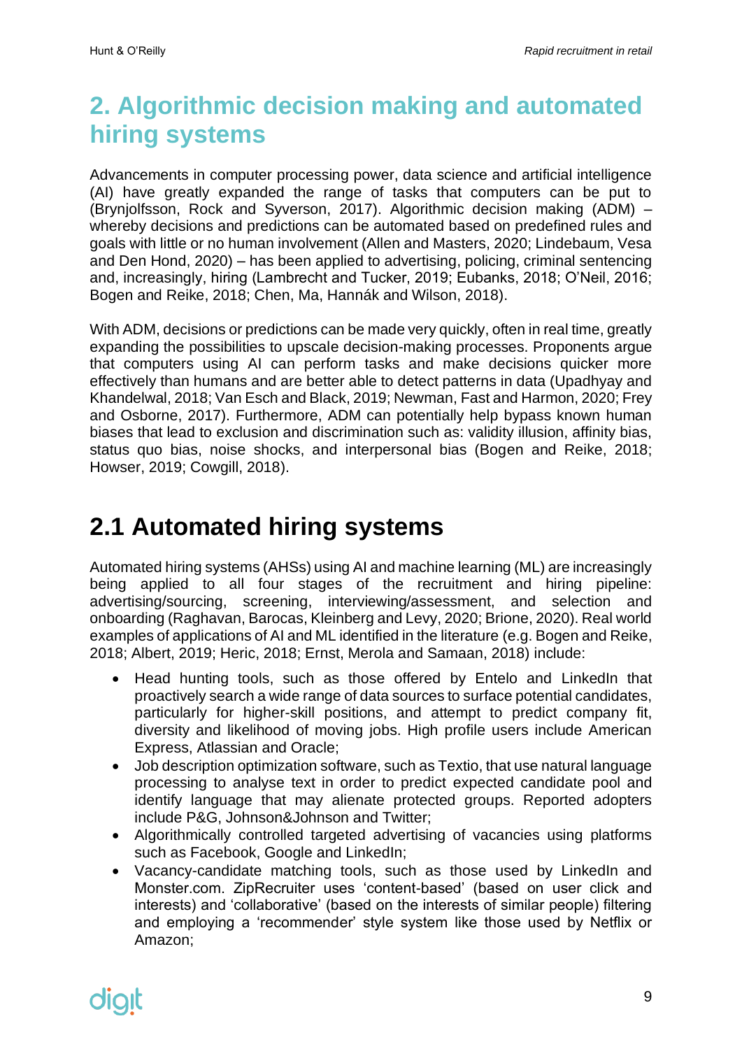# 2. Algorithmic decision making and automated hiring systems

Advancements in computer processing power, data science and artificial intelligence (AI) have greatly expanded the range of tasks that computers can be put to (Brynjolfsson, Rock and Syverson, 2017). Algorithmic decision making (ADM) – whereby decisions and predictions can be automated based on predefined rules and goals with little or no human involvement (Allen and Masters, 2020; Lindebaum, Vesa and Den Hond, 2020) – has been applied to advertising, policing, criminal sentencing and, increasingly, hiring (Lambrecht and Tucker, 2019; Eubanks, 2018; O'Neil, 2016; Bogen and Reike, 2018; Chen, Ma, Hannák and Wilson, 2018).

With ADM, decisions or predictions can be made very quickly, often in real time, greatly expanding the possibilities to upscale decision-making processes. Proponents argue that computers using AI can perform tasks and make decisions quicker more effectively than humans and are better able to detect patterns in data (Upadhyay and Khandelwal, 2018; Van Esch and Black, 2019; Newman, Fast and Harmon, 2020; Frey and Osborne, 2017). Furthermore, ADM can potentially help bypass known human biases that lead to exclusion and discrimination such as: validity illusion, affinity bias, status quo bias, noise shocks, and interpersonal bias (Bogen and Reike, 2018; Howser, 2019; Cowgill, 2018).

## 2.1 Automated hiring systems

Automated hiring systems (AHSs) using AI and machine learning (ML) are increasingly being applied to all four stages of the recruitment and hiring pipeline: advertising/sourcing, screening, interviewing/assessment, and selection and onboarding (Raghavan, Barocas, Kleinberg and Levy, 2020; Brione, 2020). Real world examples of applications of AI and ML identified in the literature (e.g. Bogen and Reike, 2018; Albert, 2019; Heric, 2018; Ernst, Merola and Samaan, 2018) include:

- Head hunting tools, such as those offered by Entelo and LinkedIn that proactively search a wide range of data sources to surface potential candidates, particularly for higher-skill positions, and attempt to predict company fit, diversity and likelihood of moving jobs. High profile users include American Express, Atlassian and Oracle;
- Job description optimization software, such as Textio, that use natural language processing to analyse text in order to predict expected candidate pool and identify language that may alienate protected groups. Reported adopters include P&G, Johnson&Johnson and Twitter;
- Algorithmically controlled targeted advertising of vacancies using platforms such as Facebook, Google and LinkedIn;
- Vacancy-candidate matching tools, such as those used by LinkedIn and Monster.com. ZipRecruiter uses 'content-based' (based on user click and interests) and 'collaborative' (based on the interests of similar people) filtering and employing a 'recommender' style system like those used by Netflix or Amazon;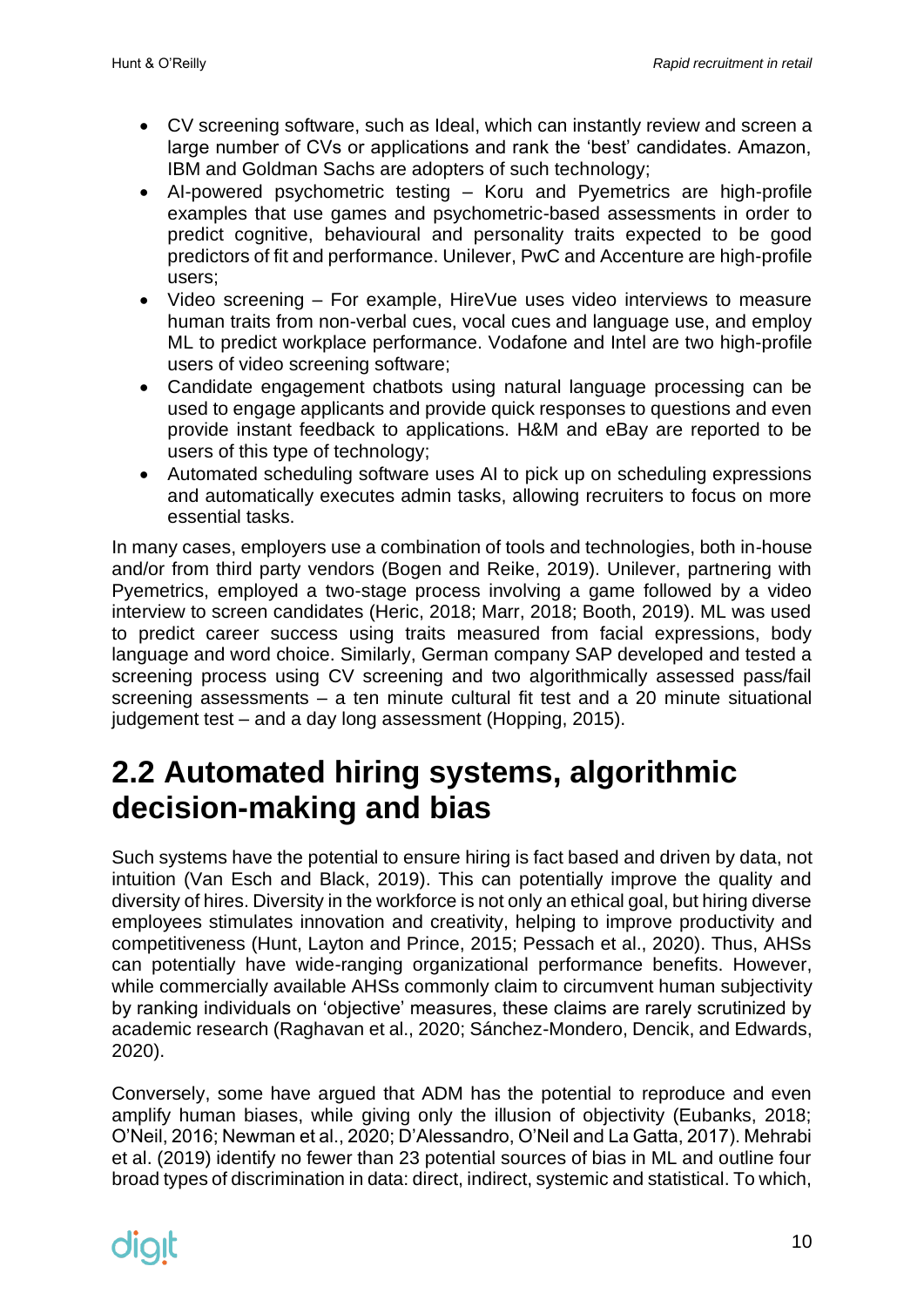- CV screening software, such as Ideal, which can instantly review and screen a large number of CVs or applications and rank the 'best' candidates. Amazon, IBM and Goldman Sachs are adopters of such technology;
- AI-powered psychometric testing – Koru and Pyemetrics are high-profile examples that use games and psychometric-based assessments in order to predict cognitive, behavioural and personality traits expected to be good predictors of fit and performance. Unilever, PwC and Accenture are high-profile users;
- Video screening – For example, HireVue uses video interviews to measure human traits from non-verbal cues, vocal cues and language use, and employ ML to predict workplace performance. Vodafone and Intel are two high-profile users of video screening software;
- Candidate engagement chatbots using natural language processing can be used to engage applicants and provide quick responses to questions and even provide instant feedback to applications. H&M and eBay are reported to be users of this type of technology;
- Automated scheduling software uses AI to pick up on scheduling expressions and automatically executes admin tasks, allowing recruiters to focus on more essential tasks.

In many cases, employers use a combination of tools and technologies, both in-house and/or from third party vendors (Bogen and Reike, 2019). Unilever, partnering with Pyemetrics, employed a two-stage process involving a game followed by a video interview to screen candidates (Heric, 2018; Marr, 2018; Booth, 2019). ML was used to predict career success using traits measured from facial expressions, body language and word choice. Similarly, German company SAP developed and tested a screening process using CV screening and two algorithmically assessed pass/fail screening assessments – a ten minute cultural fit test and a 20 minute situational judgement test – and a day long assessment (Hopping, 2015).

## 2.2 Automated hiring systems, algorithmic decision-making and bias

Such systems have the potential to ensure hiring is fact based and driven by data, not intuition (Van Esch and Black, 2019). This can potentially improve the quality and diversity of hires. Diversity in the workforce is not only an ethical goal, but hiring diverse employees stimulates innovation and creativity, helping to improve productivity and competitiveness (Hunt, Layton and Prince, 2015; Pessach et al., 2020). Thus, AHSs can potentially have wide-ranging organizational performance benefits. However, while commercially available AHSs commonly claim to circumvent human subjectivity by ranking individuals on 'objective' measures, these claims are rarely scrutinized by academic research (Raghavan et al., 2020; Sánchez-Mondero, Dencik, and Edwards, 2020).

Conversely, some have argued that ADM has the potential to reproduce and even amplify human biases, while giving only the illusion of objectivity (Eubanks, 2018; O'Neil, 2016; Newman et al., 2020; D'Alessandro, O'Neil and La Gatta, 2017). Mehrabi et al. (2019) identify no fewer than 23 potential sources of bias in ML and outline four broad types of discrimination in data: direct, indirect, systemic and statistical. To which,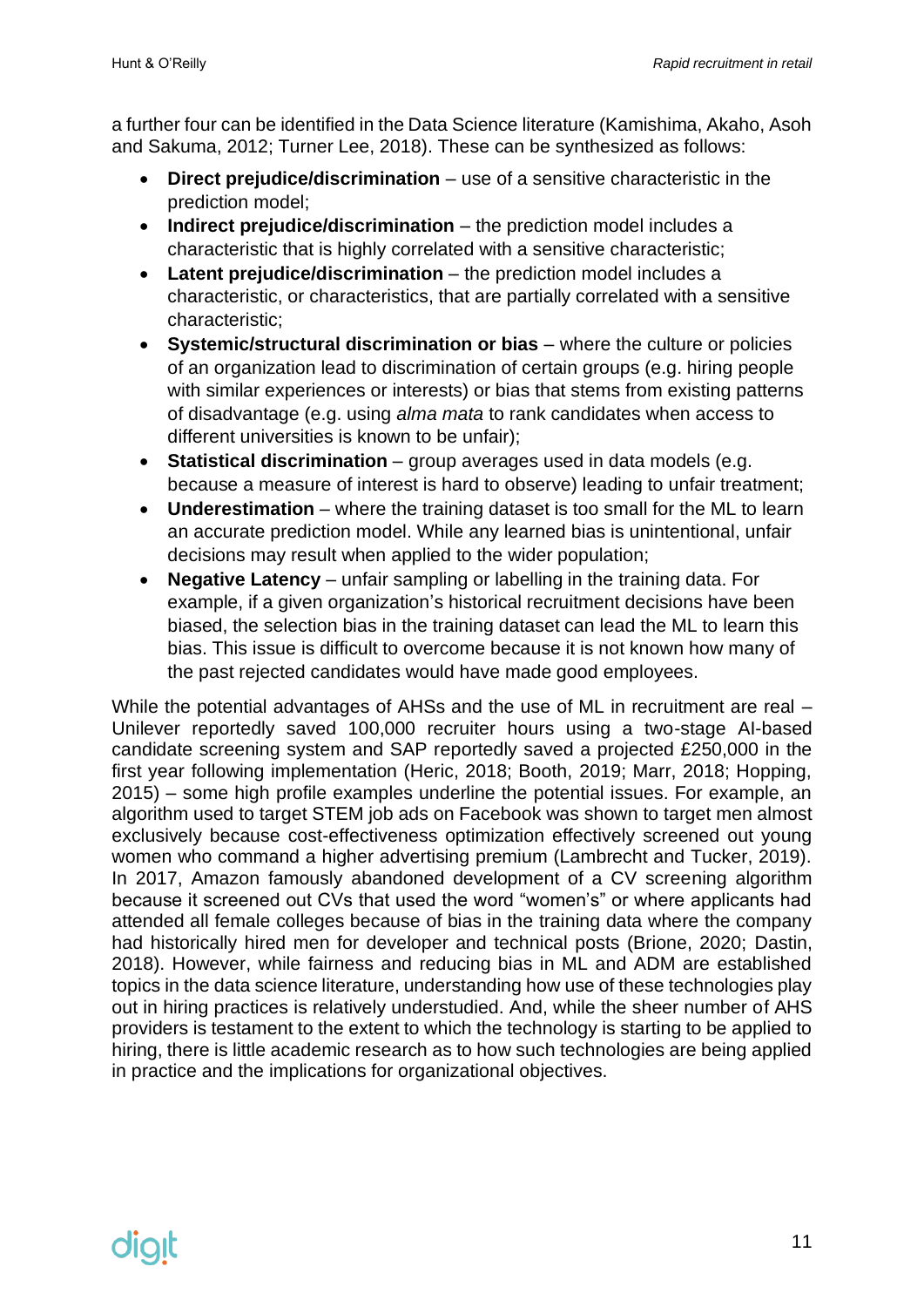a further four can be identified in the Data Science literature (Kamishima, Akaho, Asoh and Sakuma, 2012; Turner Lee, 2018). These can be synthesized as follows:

- **Direct prejudice/discrimination** – use of a sensitive characteristic in the prediction model;
- **Indirect prejudice/discrimination** – the prediction model includes a characteristic that is highly correlated with a sensitive characteristic;
- **Latent prejudice/discrimination** – the prediction model includes a characteristic, or characteristics, that are partially correlated with a sensitive characteristic;
- **Systemic/structural discrimination or bias** – where the culture or policies of an organization lead to discrimination of certain groups (e.g. hiring people with similar experiences or interests) or bias that stems from existing patterns of disadvantage (e.g. using *alma mata* to rank candidates when access to different universities is known to be unfair);
- **Statistical discrimination** – group averages used in data models (e.g. because a measure of interest is hard to observe) leading to unfair treatment;
- **Underestimation** – where the training dataset is too small for the ML to learn an accurate prediction model. While any learned bias is unintentional, unfair decisions may result when applied to the wider population;
- **Negative Latency** – unfair sampling or labelling in the training data. For example, if a given organization's historical recruitment decisions have been biased, the selection bias in the training dataset can lead the ML to learn this bias. This issue is difficult to overcome because it is not known how many of the past rejected candidates would have made good employees.

While the potential advantages of AHSs and the use of ML in recruitment are real – Unilever reportedly saved 100,000 recruiter hours using a two-stage AI-based candidate screening system and SAP reportedly saved a projected £250,000 in the first year following implementation (Heric, 2018; Booth, 2019; Marr, 2018; Hopping, 2015) – some high profile examples underline the potential issues. For example, an algorithm used to target STEM job ads on Facebook was shown to target men almost exclusively because cost-effectiveness optimization effectively screened out young women who command a higher advertising premium (Lambrecht and Tucker, 2019). In 2017, Amazon famously abandoned development of a CV screening algorithm because it screened out CVs that used the word "women's" or where applicants had attended all female colleges because of bias in the training data where the company had historically hired men for developer and technical posts (Brione, 2020; Dastin, 2018). However, while fairness and reducing bias in ML and ADM are established topics in the data science literature, understanding how use of these technologies play out in hiring practices is relatively understudied. And, while the sheer number of AHS providers is testament to the extent to which the technology is starting to be applied to hiring, there is little academic research as to how such technologies are being applied in practice and the implications for organizational objectives.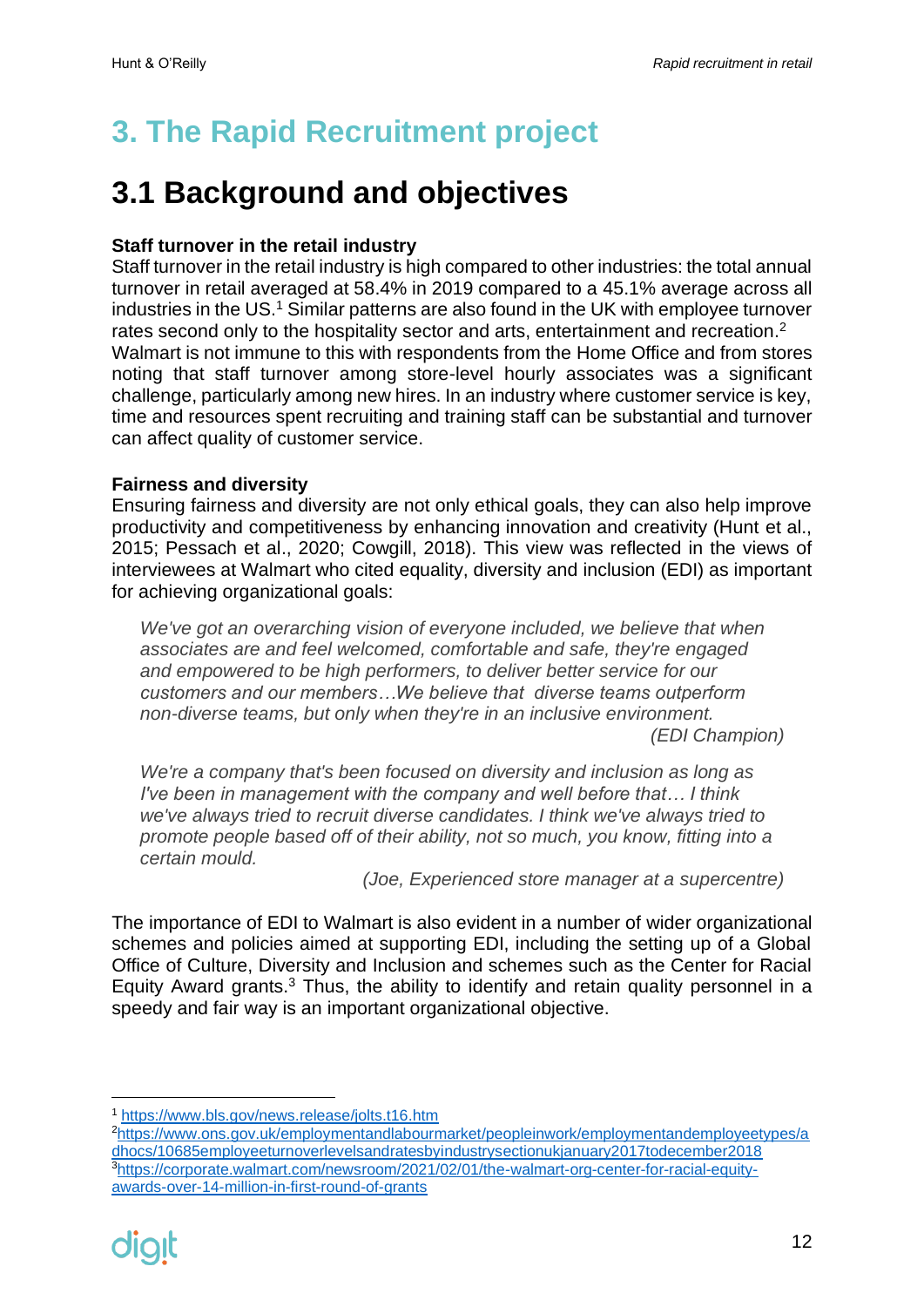# 3. The Rapid Recruitment project

## 3.1 Background and objectives

**Staff turnover in the retail industry**

Staff turnover in the retail industry is high compared to other industries: the total annual turnover in retail averaged at 58.4% in 2019 compared to a 45.1% average across all industries in the US.[1] Similar patterns are also found in the UK with employee turnover rates second only to the hospitality sector and arts, entertainment and recreation.[2] Walmart is not immune to this with respondents from the Home Office and from stores noting that staff turnover among store-level hourly associates was a significant challenge, particularly among new hires. In an industry where customer service is key, time and resources spent recruiting and training staff can be substantial and turnover can affect quality of customer service.

**Fairness and diversity**

Ensuring fairness and diversity are not only ethical goals, they can also help improve productivity and competitiveness by enhancing innovation and creativity (Hunt et al., 2015; Pessach et al., 2020; Cowgill, 2018). This view was reflected in the views of interviewees at Walmart who cited equality, diversity and inclusion (EDI) as important for achieving organizational goals:

> *We've got an overarching vision of everyone included, we believe that when associates are and feel welcomed, comfortable and safe, they're engaged and empowered to be high performers, to deliver better service for our customers and our members…We believe that diverse teams outperform non-diverse teams, but only when they're in an inclusive environment.*
>
> *(EDI Champion)*

> *We're a company that's been focused on diversity and inclusion as long as I've been in management with the company and well before that… I think we've always tried to recruit diverse candidates. I think we've always tried to promote people based off of their ability, not so much, you know, fitting into a certain mould.*
>
> *(Joe, Experienced store manager at a supercentre)*

The importance of EDI to Walmart is also evident in a number of wider organizational schemes and policies aimed at supporting EDI, including the setting up of a Global Office of Culture, Diversity and Inclusion and schemes such as the Center for Racial Equity Award grants.[3] Thus, the ability to identify and retain quality personnel in a speedy and fair way is an important organizational objective.

---

[1] https://www.bls.gov/news.release/jolts.t16.htm

[2] https://www.ons.gov.uk/employmentandlabourmarket/peopleinwork/employmentandemployeetypes/adhocs/10685employeeturnoverlevelsandratesbyindustrysectionukjanuary2017todecember2018

[3] https://corporate.walmart.com/newsroom/2021/02/01/the-walmart-org-center-for-racial-equity-awards-over-14-million-in-first-round-of-grants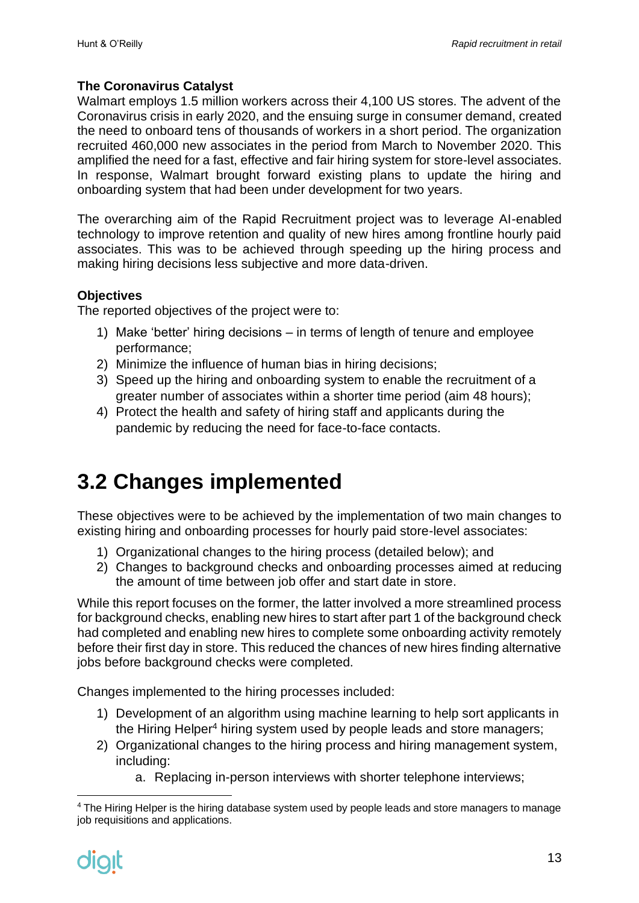**The Coronavirus Catalyst**

Walmart employs 1.5 million workers across their 4,100 US stores. The advent of the Coronavirus crisis in early 2020, and the ensuing surge in consumer demand, created the need to onboard tens of thousands of workers in a short period. The organization recruited 460,000 new associates in the period from March to November 2020. This amplified the need for a fast, effective and fair hiring system for store-level associates. In response, Walmart brought forward existing plans to update the hiring and onboarding system that had been under development for two years.

The overarching aim of the Rapid Recruitment project was to leverage AI-enabled technology to improve retention and quality of new hires among frontline hourly paid associates. This was to be achieved through speeding up the hiring process and making hiring decisions less subjective and more data-driven.

**Objectives**

The reported objectives of the project were to:

1) Make 'better' hiring decisions – in terms of length of tenure and employee performance;
2) Minimize the influence of human bias in hiring decisions;
3) Speed up the hiring and onboarding system to enable the recruitment of a greater number of associates within a shorter time period (aim 48 hours);
4) Protect the health and safety of hiring staff and applicants during the pandemic by reducing the need for face-to-face contacts.

# 3.2 Changes implemented

These objectives were to be achieved by the implementation of two main changes to existing hiring and onboarding processes for hourly paid store-level associates:

1) Organizational changes to the hiring process (detailed below); and
2) Changes to background checks and onboarding processes aimed at reducing the amount of time between job offer and start date in store.

While this report focuses on the former, the latter involved a more streamlined process for background checks, enabling new hires to start after part 1 of the background check had completed and enabling new hires to complete some onboarding activity remotely before their first day in store. This reduced the chances of new hires finding alternative jobs before background checks were completed.

Changes implemented to the hiring processes included:

1) Development of an algorithm using machine learning to help sort applicants in the Hiring Helper[4] hiring system used by people leads and store managers;
2) Organizational changes to the hiring process and hiring management system, including:
    a. Replacing in-person interviews with shorter telephone interviews;

[4] The Hiring Helper is the hiring database system used by people leads and store managers to manage job requisitions and applications.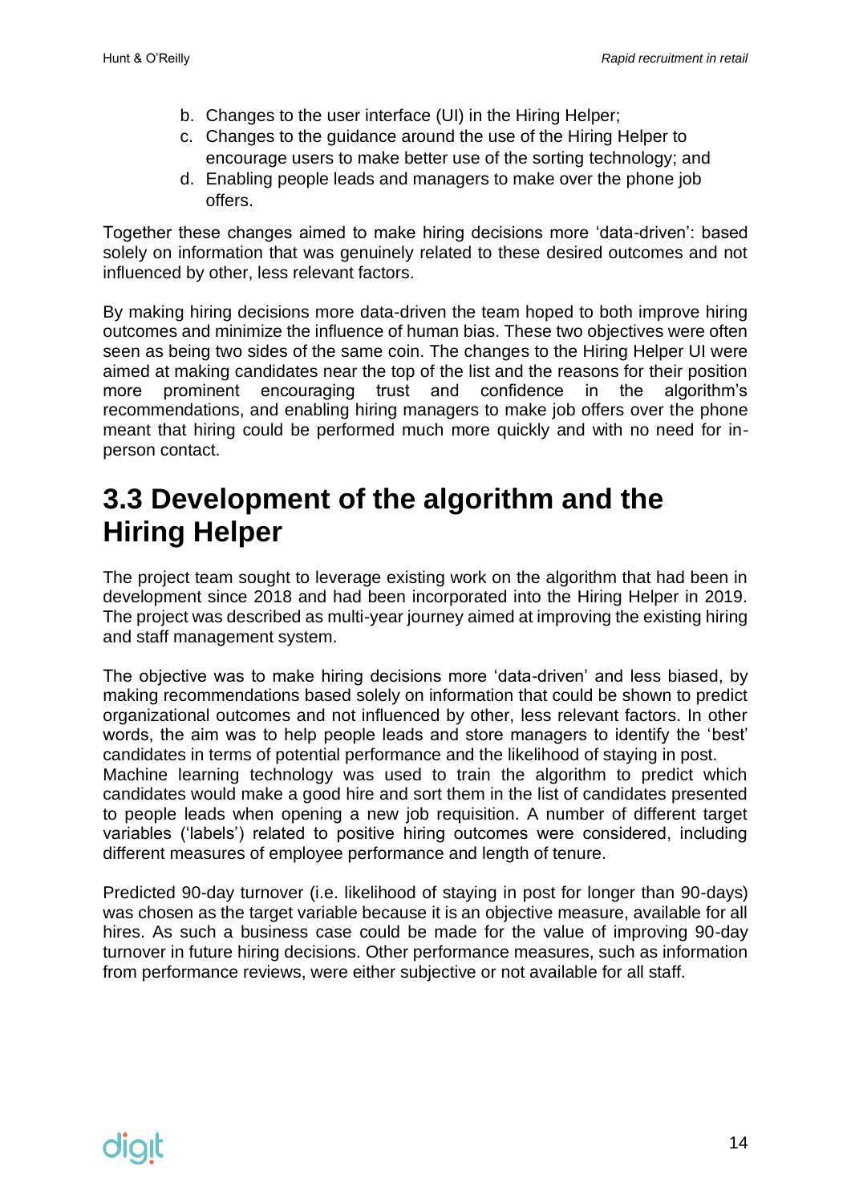b. Changes to the user interface (UI) in the Hiring Helper;
c. Changes to the guidance around the use of the Hiring Helper to encourage users to make better use of the sorting technology; and
d. Enabling people leads and managers to make over the phone job offers.

Together these changes aimed to make hiring decisions more 'data-driven': based solely on information that was genuinely related to these desired outcomes and not influenced by other, less relevant factors.

By making hiring decisions more data-driven the team hoped to both improve hiring outcomes and minimize the influence of human bias. These two objectives were often seen as being two sides of the same coin. The changes to the Hiring Helper UI were aimed at making candidates near the top of the list and the reasons for their position more prominent encouraging trust and confidence in the algorithm's recommendations, and enabling hiring managers to make job offers over the phone meant that hiring could be performed much more quickly and with no need for in-person contact.

## 3.3 Development of the algorithm and the Hiring Helper

The project team sought to leverage existing work on the algorithm that had been in development since 2018 and had been incorporated into the Hiring Helper in 2019. The project was described as multi-year journey aimed at improving the existing hiring and staff management system.

The objective was to make hiring decisions more 'data-driven' and less biased, by making recommendations based solely on information that could be shown to predict organizational outcomes and not influenced by other, less relevant factors. In other words, the aim was to help people leads and store managers to identify the 'best' candidates in terms of potential performance and the likelihood of staying in post.
Machine learning technology was used to train the algorithm to predict which candidates would make a good hire and sort them in the list of candidates presented to people leads when opening a new job requisition. A number of different target variables ('labels') related to positive hiring outcomes were considered, including different measures of employee performance and length of tenure.

Predicted 90-day turnover (i.e. likelihood of staying in post for longer than 90-days) was chosen as the target variable because it is an objective measure, available for all hires. As such a business case could be made for the value of improving 90-day turnover in future hiring decisions. Other performance measures, such as information from performance reviews, were either subjective or not available for all staff.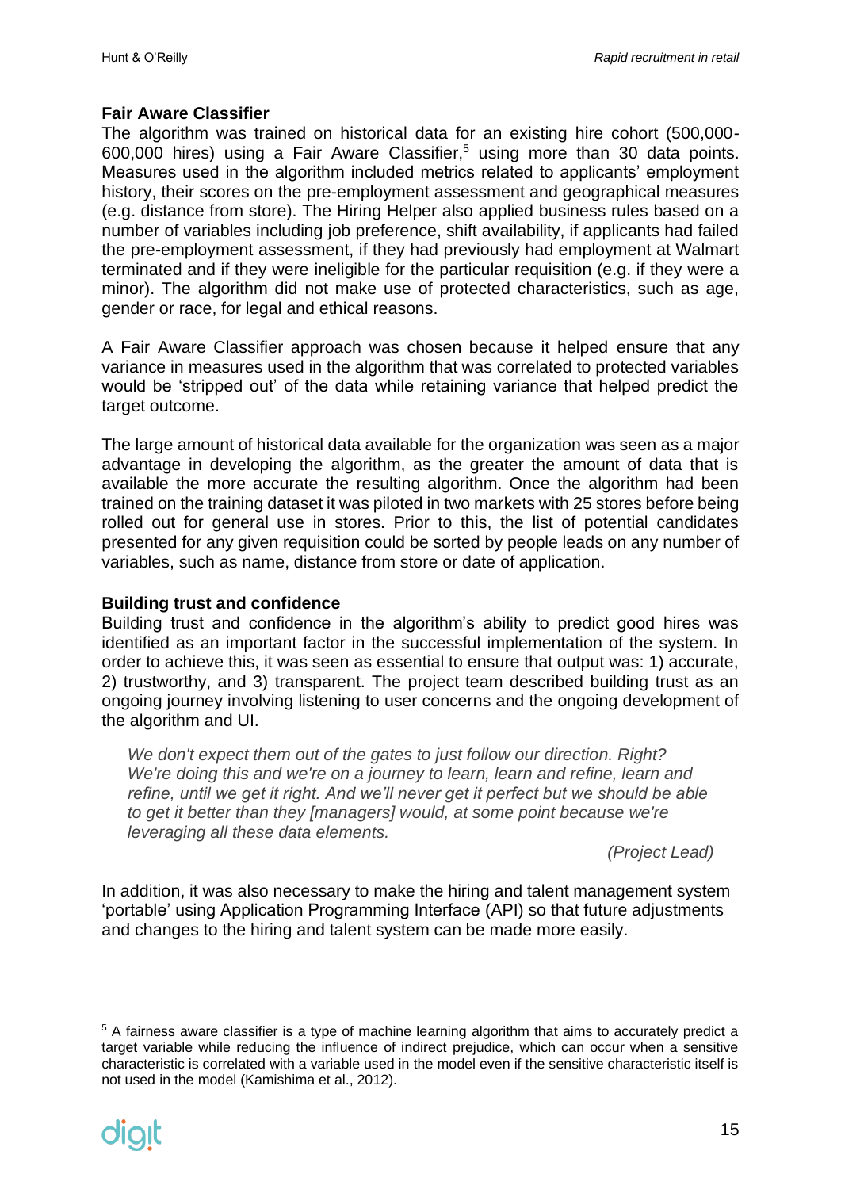### Fair Aware Classifier

The algorithm was trained on historical data for an existing hire cohort (500,000-600,000 hires) using a Fair Aware Classifier,[5] using more than 30 data points. Measures used in the algorithm included metrics related to applicants' employment history, their scores on the pre-employment assessment and geographical measures (e.g. distance from store). The Hiring Helper also applied business rules based on a number of variables including job preference, shift availability, if applicants had failed the pre-employment assessment, if they had previously had employment at Walmart terminated and if they were ineligible for the particular requisition (e.g. if they were a minor). The algorithm did not make use of protected characteristics, such as age, gender or race, for legal and ethical reasons.

A Fair Aware Classifier approach was chosen because it helped ensure that any variance in measures used in the algorithm that was correlated to protected variables would be 'stripped out' of the data while retaining variance that helped predict the target outcome.

The large amount of historical data available for the organization was seen as a major advantage in developing the algorithm, as the greater the amount of data that is available the more accurate the resulting algorithm. Once the algorithm had been trained on the training dataset it was piloted in two markets with 25 stores before being rolled out for general use in stores. Prior to this, the list of potential candidates presented for any given requisition could be sorted by people leads on any number of variables, such as name, distance from store or date of application.

### Building trust and confidence

Building trust and confidence in the algorithm's ability to predict good hires was identified as an important factor in the successful implementation of the system. In order to achieve this, it was seen as essential to ensure that output was: 1) accurate, 2) trustworthy, and 3) transparent. The project team described building trust as an ongoing journey involving listening to user concerns and the ongoing development of the algorithm and UI.

> *We don't expect them out of the gates to just follow our direction. Right? We're doing this and we're on a journey to learn, learn and refine, learn and refine, until we get it right. And we'll never get it perfect but we should be able to get it better than they [managers] would, at some point because we're leveraging all these data elements.*
>
> *(Project Lead)*

In addition, it was also necessary to make the hiring and talent management system 'portable' using Application Programming Interface (API) so that future adjustments and changes to the hiring and talent system can be made more easily.

---

[5] A fairness aware classifier is a type of machine learning algorithm that aims to accurately predict a target variable while reducing the influence of indirect prejudice, which can occur when a sensitive characteristic is correlated with a variable used in the model even if the sensitive characteristic itself is not used in the model (Kamishima et al., 2012).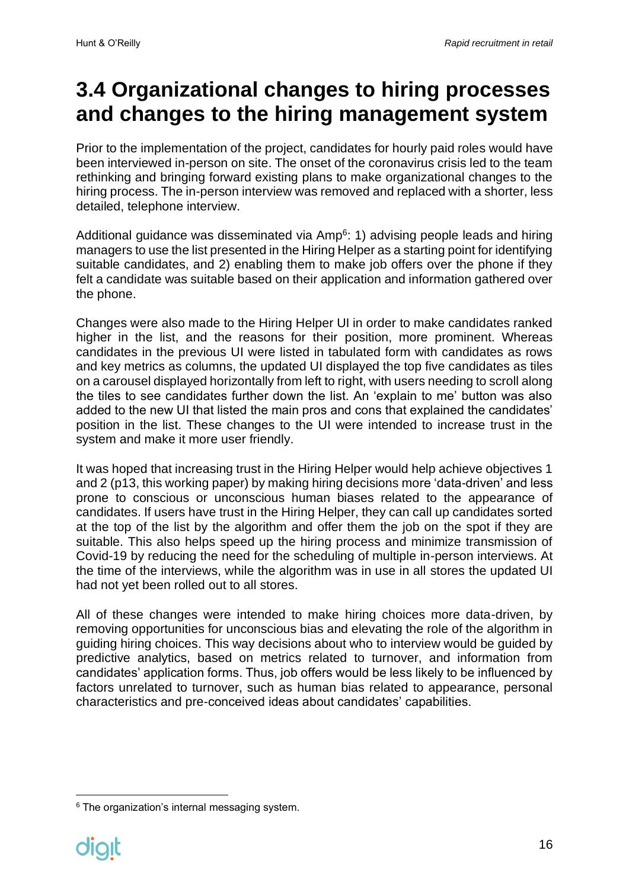# 3.4 Organizational changes to hiring processes and changes to the hiring management system

Prior to the implementation of the project, candidates for hourly paid roles would have been interviewed in-person on site. The onset of the coronavirus crisis led to the team rethinking and bringing forward existing plans to make organizational changes to the hiring process. The in-person interview was removed and replaced with a shorter, less detailed, telephone interview.

Additional guidance was disseminated via Amp[6]: 1) advising people leads and hiring managers to use the list presented in the Hiring Helper as a starting point for identifying suitable candidates, and 2) enabling them to make job offers over the phone if they felt a candidate was suitable based on their application and information gathered over the phone.

Changes were also made to the Hiring Helper UI in order to make candidates ranked higher in the list, and the reasons for their position, more prominent. Whereas candidates in the previous UI were listed in tabulated form with candidates as rows and key metrics as columns, the updated UI displayed the top five candidates as tiles on a carousel displayed horizontally from left to right, with users needing to scroll along the tiles to see candidates further down the list. An 'explain to me' button was also added to the new UI that listed the main pros and cons that explained the candidates' position in the list. These changes to the UI were intended to increase trust in the system and make it more user friendly.

It was hoped that increasing trust in the Hiring Helper would help achieve objectives 1 and 2 (p13, this working paper) by making hiring decisions more 'data-driven' and less prone to conscious or unconscious human biases related to the appearance of candidates. If users have trust in the Hiring Helper, they can call up candidates sorted at the top of the list by the algorithm and offer them the job on the spot if they are suitable. This also helps speed up the hiring process and minimize transmission of Covid-19 by reducing the need for the scheduling of multiple in-person interviews. At the time of the interviews, while the algorithm was in use in all stores the updated UI had not yet been rolled out to all stores.

All of these changes were intended to make hiring choices more data-driven, by removing opportunities for unconscious bias and elevating the role of the algorithm in guiding hiring choices. This way decisions about who to interview would be guided by predictive analytics, based on metrics related to turnover, and information from candidates' application forms. Thus, job offers would be less likely to be influenced by factors unrelated to turnover, such as human bias related to appearance, personal characteristics and pre-conceived ideas about candidates' capabilities.

[6] The organization's internal messaging system.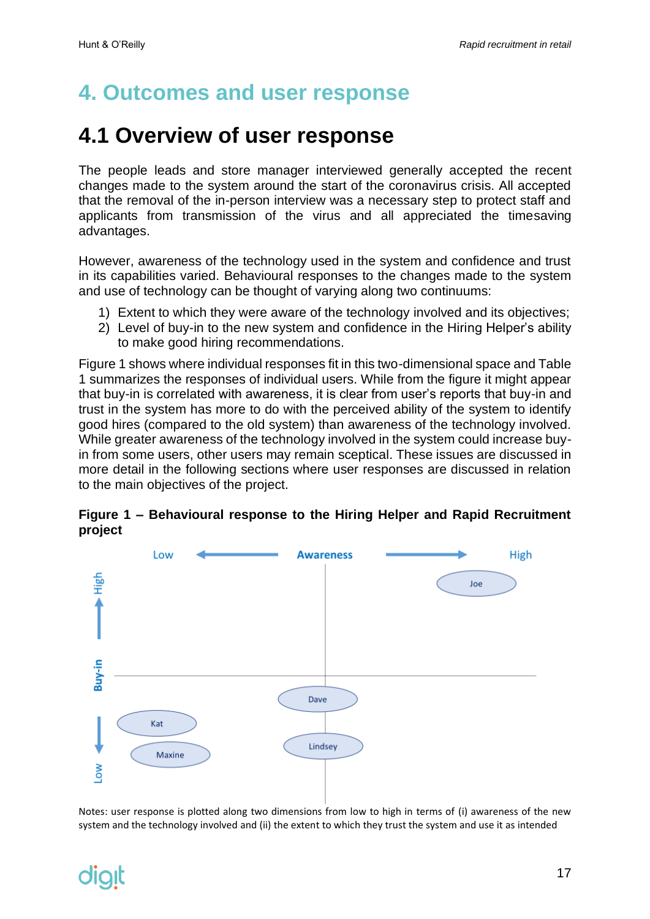# 4. Outcomes and user response

## 4.1 Overview of user response

The people leads and store manager interviewed generally accepted the recent changes made to the system around the start of the coronavirus crisis. All accepted that the removal of the in-person interview was a necessary step to protect staff and applicants from transmission of the virus and all appreciated the timesaving advantages.

However, awareness of the technology used in the system and confidence and trust in its capabilities varied. Behavioural responses to the changes made to the system and use of technology can be thought of varying along two continuums:

1) Extent to which they were aware of the technology involved and its objectives;
2) Level of buy-in to the new system and confidence in the Hiring Helper's ability to make good hiring recommendations.

Figure 1 shows where individual responses fit in this two-dimensional space and Table 1 summarizes the responses of individual users. While from the figure it might appear that buy-in is correlated with awareness, it is clear from user's reports that buy-in and trust in the system has more to do with the perceived ability of the system to identify good hires (compared to the old system) than awareness of the technology involved. While greater awareness of the technology involved in the system could increase buy-in from some users, other users may remain sceptical. These issues are discussed in more detail in the following sections where user responses are discussed in relation to the main objectives of the project.

**Figure 1 – Behavioural response to the Hiring Helper and Rapid Recruitment project**

Low ← Awareness → High

High ↑ Buy-in ↓ Low

Joe

Dave

Kat

Maxine

Lindsey

Notes: user response is plotted along two dimensions from low to high in terms of (i) awareness of the new system and the technology involved and (ii) the extent to which they trust the system and use it as intended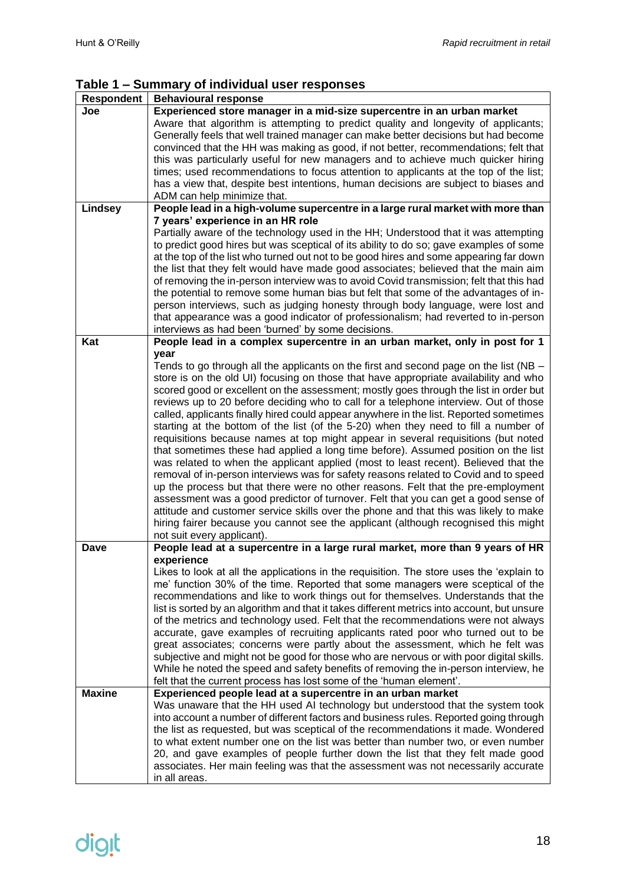**Table 1 – Summary of individual user responses**

| Respondent | Behavioural response |
| --- | --- |
| **Joe** | **Experienced store manager in a mid-size supercentre in an urban market** Aware that algorithm is attempting to predict quality and longevity of applicants; Generally feels that well trained manager can make better decisions but had become convinced that the HH was making as good, if not better, recommendations; felt that this was particularly useful for new managers and to achieve much quicker hiring times; used recommendations to focus attention to applicants at the top of the list; has a view that, despite best intentions, human decisions are subject to biases and ADM can help minimize that. |
| **Lindsey** | **People lead in a high-volume supercentre in a large rural market with more than 7 years' experience in an HR role** Partially aware of the technology used in the HH; Understood that it was attempting to predict good hires but was sceptical of its ability to do so; gave examples of some at the top of the list who turned out not to be good hires and some appearing far down the list that they felt would have made good associates; believed that the main aim of removing the in-person interview was to avoid Covid transmission; felt that this had the potential to remove some human bias but felt that some of the advantages of in-person interviews, such as judging honesty through body language, were lost and that appearance was a good indicator of professionalism; had reverted to in-person interviews as had been 'burned' by some decisions. |
| **Kat** | **People lead in a complex supercentre in an urban market, only in post for 1 year** Tends to go through all the applicants on the first and second page on the list (NB – store is on the old UI) focusing on those that have appropriate availability and who scored good or excellent on the assessment; mostly goes through the list in order but reviews up to 20 before deciding who to call for a telephone interview. Out of those called, applicants finally hired could appear anywhere in the list. Reported sometimes starting at the bottom of the list (of the 5-20) when they need to fill a number of requisitions because names at top might appear in several requisitions (but noted that sometimes these had applied a long time before). Assumed position on the list was related to when the applicant applied (most to least recent). Believed that the removal of in-person interviews was for safety reasons related to Covid and to speed up the process but that there were no other reasons. Felt that the pre-employment assessment was a good predictor of turnover. Felt that you can get a good sense of attitude and customer service skills over the phone and that this was likely to make hiring fairer because you cannot see the applicant (although recognised this might not suit every applicant). |
| **Dave** | **People lead at a supercentre in a large rural market, more than 9 years of HR experience** Likes to look at all the applications in the requisition. The store uses the 'explain to me' function 30% of the time. Reported that some managers were sceptical of the recommendations and like to work things out for themselves. Understands that the list is sorted by an algorithm and that it takes different metrics into account, but unsure of the metrics and technology used. Felt that the recommendations were not always accurate, gave examples of recruiting applicants rated poor who turned out to be great associates; concerns were partly about the assessment, which he felt was subjective and might not be good for those who are nervous or with poor digital skills. While he noted the speed and safety benefits of removing the in-person interview, he felt that the current process has lost some of the 'human element'. |
| **Maxine** | **Experienced people lead at a supercentre in an urban market** Was unaware that the HH used AI technology but understood that the system took into account a number of different factors and business rules. Reported going through the list as requested, but was sceptical of the recommendations it made. Wondered to what extent number one on the list was better than number two, or even number 20, and gave examples of people further down the list that they felt made good associates. Her main feeling was that the assessment was not necessarily accurate in all areas. |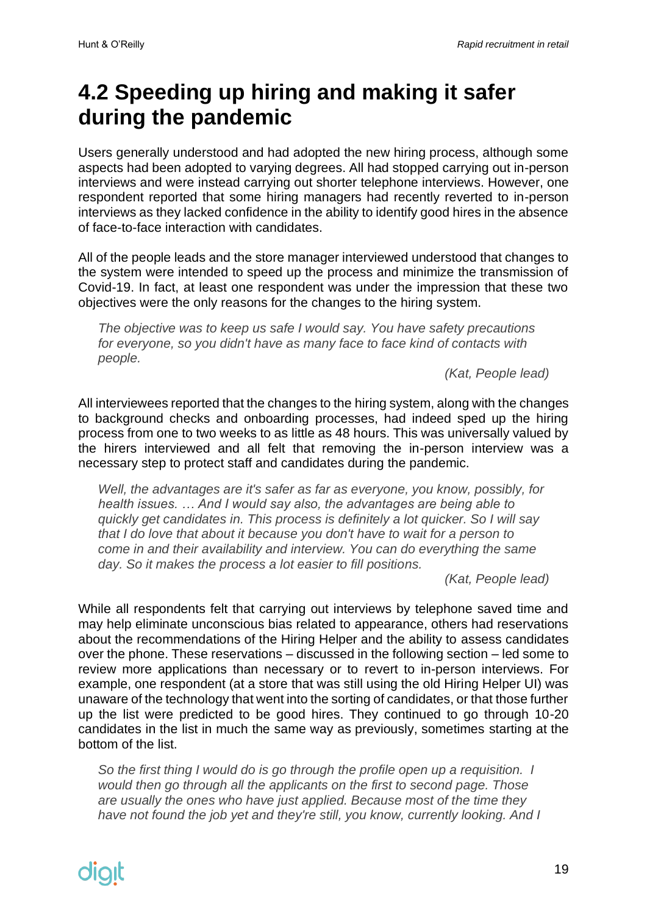## 4.2 Speeding up hiring and making it safer during the pandemic

Users generally understood and had adopted the new hiring process, although some aspects had been adopted to varying degrees. All had stopped carrying out in-person interviews and were instead carrying out shorter telephone interviews. However, one respondent reported that some hiring managers had recently reverted to in-person interviews as they lacked confidence in the ability to identify good hires in the absence of face-to-face interaction with candidates.

All of the people leads and the store manager interviewed understood that changes to the system were intended to speed up the process and minimize the transmission of Covid-19. In fact, at least one respondent was under the impression that these two objectives were the only reasons for the changes to the hiring system.

> *The objective was to keep us safe I would say. You have safety precautions for everyone, so you didn't have as many face to face kind of contacts with people.*
>
> *(Kat, People lead)*

All interviewees reported that the changes to the hiring system, along with the changes to background checks and onboarding processes, had indeed sped up the hiring process from one to two weeks to as little as 48 hours. This was universally valued by the hirers interviewed and all felt that removing the in-person interview was a necessary step to protect staff and candidates during the pandemic.

> *Well, the advantages are it's safer as far as everyone, you know, possibly, for health issues. … And I would say also, the advantages are being able to quickly get candidates in. This process is definitely a lot quicker. So I will say that I do love that about it because you don't have to wait for a person to come in and their availability and interview. You can do everything the same day. So it makes the process a lot easier to fill positions.*
>
> *(Kat, People lead)*

While all respondents felt that carrying out interviews by telephone saved time and may help eliminate unconscious bias related to appearance, others had reservations about the recommendations of the Hiring Helper and the ability to assess candidates over the phone. These reservations – discussed in the following section – led some to review more applications than necessary or to revert to in-person interviews. For example, one respondent (at a store that was still using the old Hiring Helper UI) was unaware of the technology that went into the sorting of candidates, or that those further up the list were predicted to be good hires. They continued to go through 10-20 candidates in the list in much the same way as previously, sometimes starting at the bottom of the list.

> *So the first thing I would do is go through the profile open up a requisition. I would then go through all the applicants on the first to second page. Those are usually the ones who have just applied. Because most of the time they have not found the job yet and they're still, you know, currently looking. And I*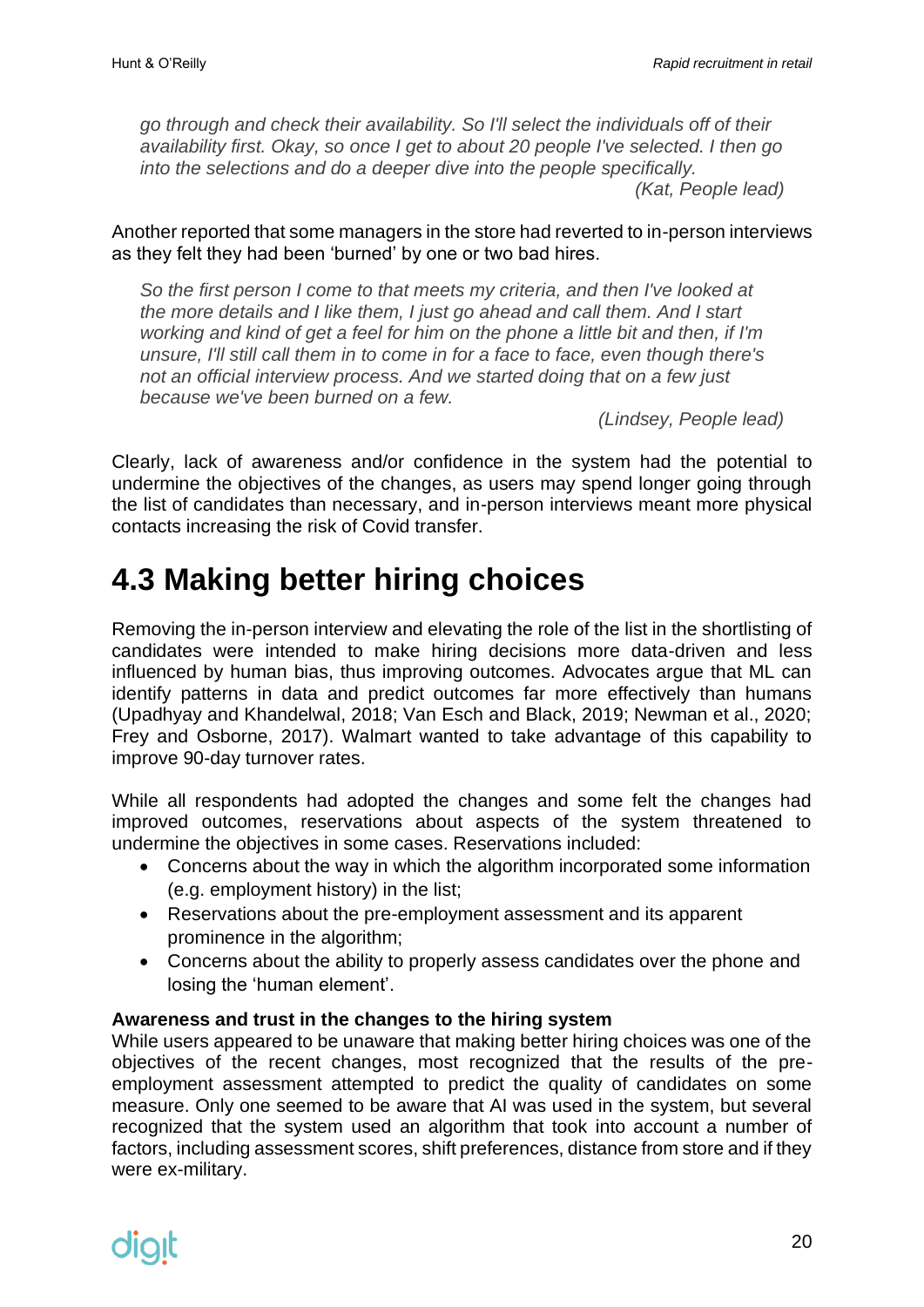*go through and check their availability. So I'll select the individuals off of their availability first. Okay, so once I get to about 20 people I've selected. I then go into the selections and do a deeper dive into the people specifically.*

*(Kat, People lead)*

Another reported that some managers in the store had reverted to in-person interviews as they felt they had been 'burned' by one or two bad hires.

*So the first person I come to that meets my criteria, and then I've looked at the more details and I like them, I just go ahead and call them. And I start working and kind of get a feel for him on the phone a little bit and then, if I'm unsure, I'll still call them in to come in for a face to face, even though there's not an official interview process. And we started doing that on a few just because we've been burned on a few.*

*(Lindsey, People lead)*

Clearly, lack of awareness and/or confidence in the system had the potential to undermine the objectives of the changes, as users may spend longer going through the list of candidates than necessary, and in-person interviews meant more physical contacts increasing the risk of Covid transfer.

# 4.3 Making better hiring choices

Removing the in-person interview and elevating the role of the list in the shortlisting of candidates were intended to make hiring decisions more data-driven and less influenced by human bias, thus improving outcomes. Advocates argue that ML can identify patterns in data and predict outcomes far more effectively than humans (Upadhyay and Khandelwal, 2018; Van Esch and Black, 2019; Newman et al., 2020; Frey and Osborne, 2017). Walmart wanted to take advantage of this capability to improve 90-day turnover rates.

While all respondents had adopted the changes and some felt the changes had improved outcomes, reservations about aspects of the system threatened to undermine the objectives in some cases. Reservations included:

- Concerns about the way in which the algorithm incorporated some information (e.g. employment history) in the list;
- Reservations about the pre-employment assessment and its apparent prominence in the algorithm;
- Concerns about the ability to properly assess candidates over the phone and losing the 'human element'.

**Awareness and trust in the changes to the hiring system**

While users appeared to be unaware that making better hiring choices was one of the objectives of the recent changes, most recognized that the results of the pre-employment assessment attempted to predict the quality of candidates on some measure. Only one seemed to be aware that AI was used in the system, but several recognized that the system used an algorithm that took into account a number of factors, including assessment scores, shift preferences, distance from store and if they were ex-military.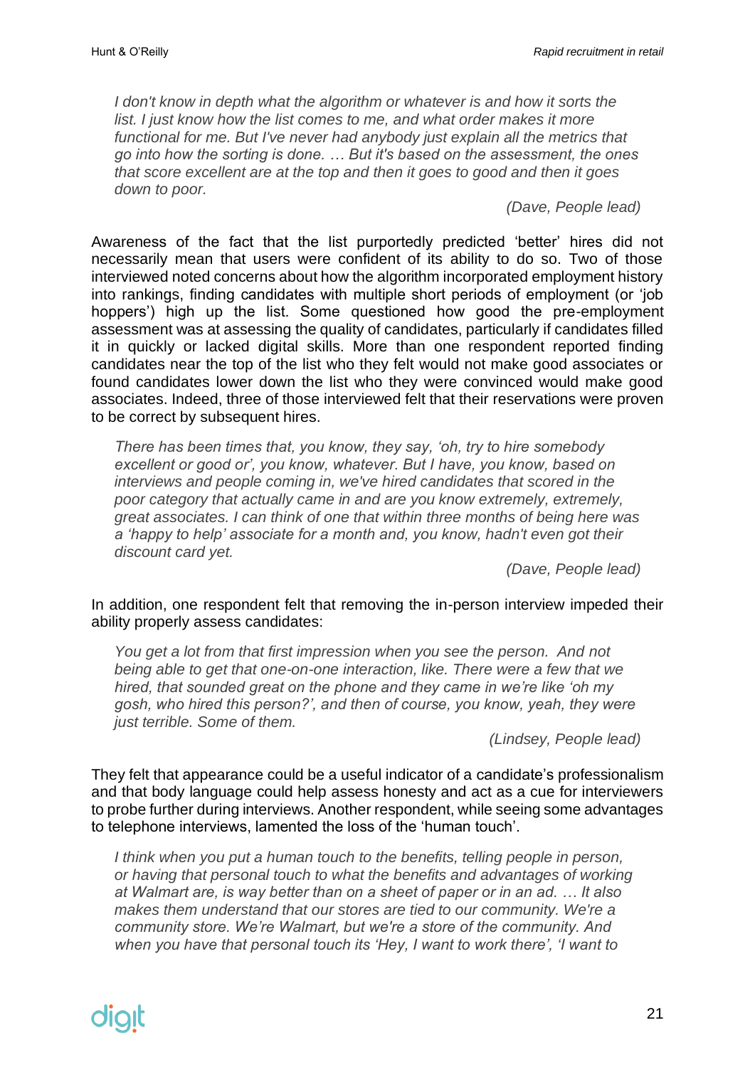*I don't know in depth what the algorithm or whatever is and how it sorts the list. I just know how the list comes to me, and what order makes it more functional for me. But I've never had anybody just explain all the metrics that go into how the sorting is done. … But it's based on the assessment, the ones that score excellent are at the top and then it goes to good and then it goes down to poor.*

(Dave, People lead)

Awareness of the fact that the list purportedly predicted 'better' hires did not necessarily mean that users were confident of its ability to do so. Two of those interviewed noted concerns about how the algorithm incorporated employment history into rankings, finding candidates with multiple short periods of employment (or 'job hoppers') high up the list. Some questioned how good the pre-employment assessment was at assessing the quality of candidates, particularly if candidates filled it in quickly or lacked digital skills. More than one respondent reported finding candidates near the top of the list who they felt would not make good associates or found candidates lower down the list who they were convinced would make good associates. Indeed, three of those interviewed felt that their reservations were proven to be correct by subsequent hires.

*There has been times that, you know, they say, 'oh, try to hire somebody excellent or good or', you know, whatever. But I have, you know, based on interviews and people coming in, we've hired candidates that scored in the poor category that actually came in and are you know extremely, extremely, great associates. I can think of one that within three months of being here was a 'happy to help' associate for a month and, you know, hadn't even got their discount card yet.*

(Dave, People lead)

In addition, one respondent felt that removing the in-person interview impeded their ability properly assess candidates:

*You get a lot from that first impression when you see the person. And not being able to get that one-on-one interaction, like. There were a few that we hired, that sounded great on the phone and they came in we're like 'oh my gosh, who hired this person?', and then of course, you know, yeah, they were just terrible. Some of them.*

(Lindsey, People lead)

They felt that appearance could be a useful indicator of a candidate's professionalism and that body language could help assess honesty and act as a cue for interviewers to probe further during interviews. Another respondent, while seeing some advantages to telephone interviews, lamented the loss of the 'human touch'.

*I think when you put a human touch to the benefits, telling people in person, or having that personal touch to what the benefits and advantages of working at Walmart are, is way better than on a sheet of paper or in an ad. … It also makes them understand that our stores are tied to our community. We're a community store. We're Walmart, but we're a store of the community. And when you have that personal touch its 'Hey, I want to work there', 'I want to*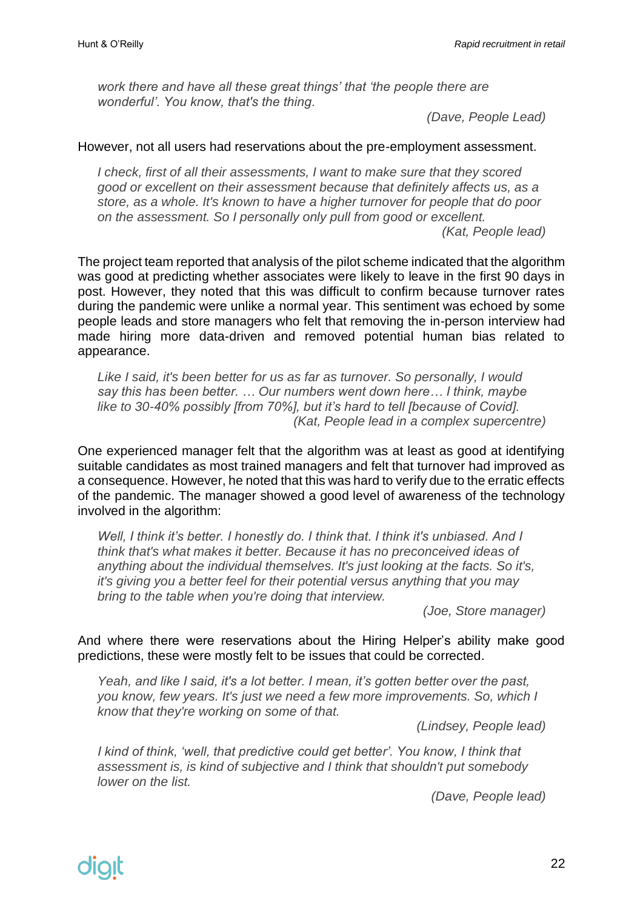*work there and have all these great things' that 'the people there are wonderful'. You know, that's the thing.*

*(Dave, People Lead)*

However, not all users had reservations about the pre-employment assessment.

> *I check, first of all their assessments, I want to make sure that they scored good or excellent on their assessment because that definitely affects us, as a store, as a whole. It's known to have a higher turnover for people that do poor on the assessment. So I personally only pull from good or excellent.*
>
> *(Kat, People lead)*

The project team reported that analysis of the pilot scheme indicated that the algorithm was good at predicting whether associates were likely to leave in the first 90 days in post. However, they noted that this was difficult to confirm because turnover rates during the pandemic were unlike a normal year. This sentiment was echoed by some people leads and store managers who felt that removing the in-person interview had made hiring more data-driven and removed potential human bias related to appearance.

> *Like I said, it's been better for us as far as turnover. So personally, I would say this has been better. … Our numbers went down here… I think, maybe like to 30-40% possibly [from 70%], but it's hard to tell [because of Covid].*
>
> *(Kat, People lead in a complex supercentre)*

One experienced manager felt that the algorithm was at least as good at identifying suitable candidates as most trained managers and felt that turnover had improved as a consequence. However, he noted that this was hard to verify due to the erratic effects of the pandemic. The manager showed a good level of awareness of the technology involved in the algorithm:

> *Well, I think it's better. I honestly do. I think that. I think it's unbiased. And I think that's what makes it better. Because it has no preconceived ideas of anything about the individual themselves. It's just looking at the facts. So it's, it's giving you a better feel for their potential versus anything that you may bring to the table when you're doing that interview.*
>
> *(Joe, Store manager)*

And where there were reservations about the Hiring Helper's ability make good predictions, these were mostly felt to be issues that could be corrected.

> *Yeah, and like I said, it's a lot better. I mean, it's gotten better over the past, you know, few years. It's just we need a few more improvements. So, which I know that they're working on some of that.*
>
> *(Lindsey, People lead)*

> *I kind of think, 'well, that predictive could get better'. You know, I think that assessment is, is kind of subjective and I think that shouldn't put somebody lower on the list.*
>
> *(Dave, People lead)*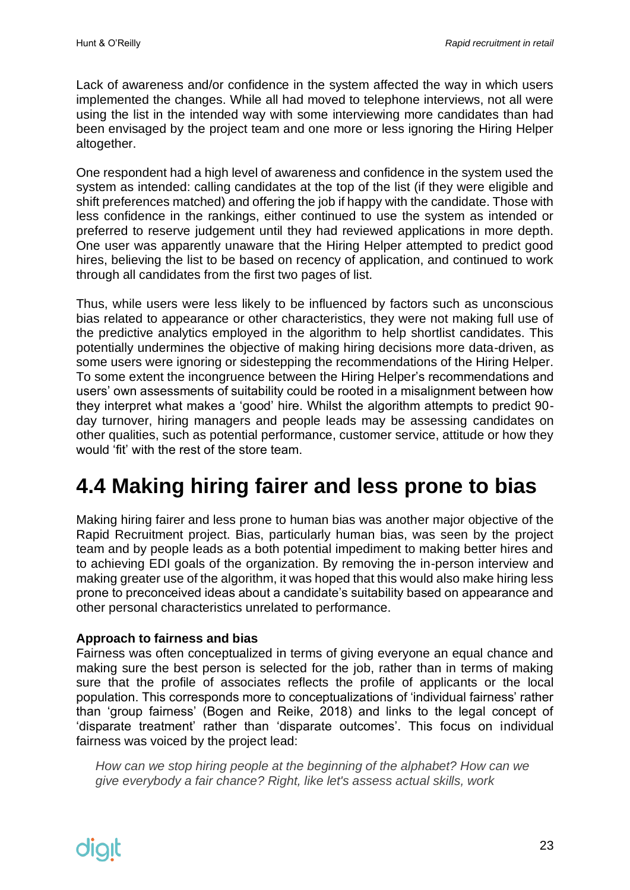Lack of awareness and/or confidence in the system affected the way in which users implemented the changes. While all had moved to telephone interviews, not all were using the list in the intended way with some interviewing more candidates than had been envisaged by the project team and one more or less ignoring the Hiring Helper altogether.

One respondent had a high level of awareness and confidence in the system used the system as intended: calling candidates at the top of the list (if they were eligible and shift preferences matched) and offering the job if happy with the candidate. Those with less confidence in the rankings, either continued to use the system as intended or preferred to reserve judgement until they had reviewed applications in more depth. One user was apparently unaware that the Hiring Helper attempted to predict good hires, believing the list to be based on recency of application, and continued to work through all candidates from the first two pages of list.

Thus, while users were less likely to be influenced by factors such as unconscious bias related to appearance or other characteristics, they were not making full use of the predictive analytics employed in the algorithm to help shortlist candidates. This potentially undermines the objective of making hiring decisions more data-driven, as some users were ignoring or sidestepping the recommendations of the Hiring Helper. To some extent the incongruence between the Hiring Helper's recommendations and users' own assessments of suitability could be rooted in a misalignment between how they interpret what makes a 'good' hire. Whilst the algorithm attempts to predict 90-day turnover, hiring managers and people leads may be assessing candidates on other qualities, such as potential performance, customer service, attitude or how they would 'fit' with the rest of the store team.

## 4.4 Making hiring fairer and less prone to bias

Making hiring fairer and less prone to human bias was another major objective of the Rapid Recruitment project. Bias, particularly human bias, was seen by the project team and by people leads as a both potential impediment to making better hires and to achieving EDI goals of the organization. By removing the in-person interview and making greater use of the algorithm, it was hoped that this would also make hiring less prone to preconceived ideas about a candidate's suitability based on appearance and other personal characteristics unrelated to performance.

**Approach to fairness and bias**

Fairness was often conceptualized in terms of giving everyone an equal chance and making sure the best person is selected for the job, rather than in terms of making sure that the profile of associates reflects the profile of applicants or the local population. This corresponds more to conceptualizations of 'individual fairness' rather than 'group fairness' (Bogen and Reike, 2018) and links to the legal concept of 'disparate treatment' rather than 'disparate outcomes'. This focus on individual fairness was voiced by the project lead:

> *How can we stop hiring people at the beginning of the alphabet? How can we give everybody a fair chance? Right, like let's assess actual skills, work*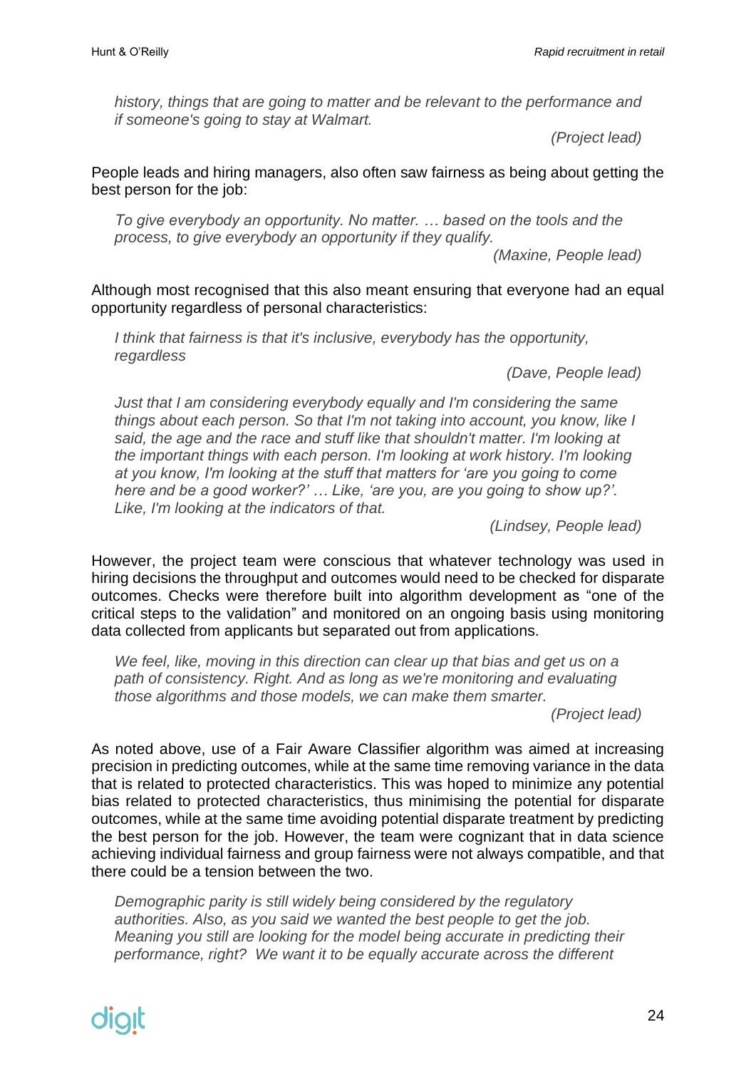*history, things that are going to matter and be relevant to the performance and if someone's going to stay at Walmart.*

*(Project lead)*

People leads and hiring managers, also often saw fairness as being about getting the best person for the job:

*To give everybody an opportunity. No matter. … based on the tools and the process, to give everybody an opportunity if they qualify.*

*(Maxine, People lead)*

Although most recognised that this also meant ensuring that everyone had an equal opportunity regardless of personal characteristics:

*I think that fairness is that it's inclusive, everybody has the opportunity, regardless*

*(Dave, People lead)*

*Just that I am considering everybody equally and I'm considering the same things about each person. So that I'm not taking into account, you know, like I said, the age and the race and stuff like that shouldn't matter. I'm looking at the important things with each person. I'm looking at work history. I'm looking at you know, I'm looking at the stuff that matters for 'are you going to come here and be a good worker?' … Like, 'are you, are you going to show up?'. Like, I'm looking at the indicators of that.*

*(Lindsey, People lead)*

However, the project team were conscious that whatever technology was used in hiring decisions the throughput and outcomes would need to be checked for disparate outcomes. Checks were therefore built into algorithm development as "one of the critical steps to the validation" and monitored on an ongoing basis using monitoring data collected from applicants but separated out from applications.

*We feel, like, moving in this direction can clear up that bias and get us on a path of consistency. Right. And as long as we're monitoring and evaluating those algorithms and those models, we can make them smarter.*

*(Project lead)*

As noted above, use of a Fair Aware Classifier algorithm was aimed at increasing precision in predicting outcomes, while at the same time removing variance in the data that is related to protected characteristics. This was hoped to minimize any potential bias related to protected characteristics, thus minimising the potential for disparate outcomes, while at the same time avoiding potential disparate treatment by predicting the best person for the job. However, the team were cognizant that in data science achieving individual fairness and group fairness were not always compatible, and that there could be a tension between the two.

*Demographic parity is still widely being considered by the regulatory authorities. Also, as you said we wanted the best people to get the job. Meaning you still are looking for the model being accurate in predicting their performance, right? We want it to be equally accurate across the different*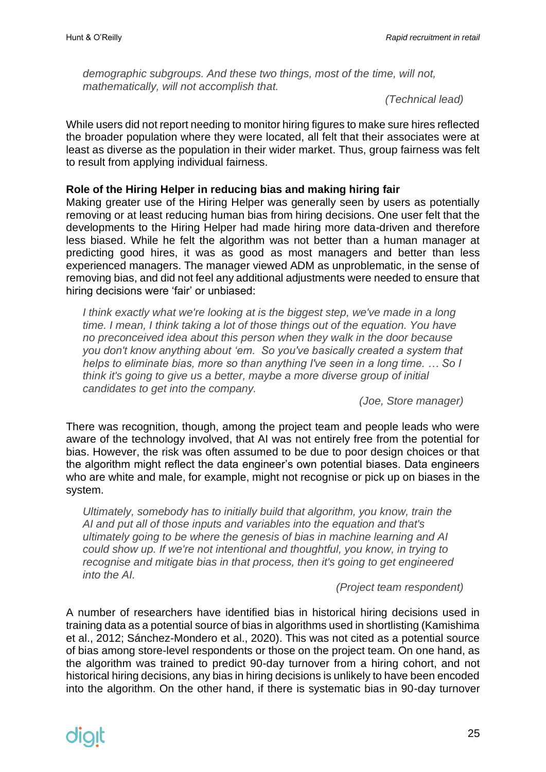*demographic subgroups. And these two things, most of the time, will not, mathematically, will not accomplish that.*

(Technical lead)

While users did not report needing to monitor hiring figures to make sure hires reflected the broader population where they were located, all felt that their associates were at least as diverse as the population in their wider market. Thus, group fairness was felt to result from applying individual fairness.

**Role of the Hiring Helper in reducing bias and making hiring fair**

Making greater use of the Hiring Helper was generally seen by users as potentially removing or at least reducing human bias from hiring decisions. One user felt that the developments to the Hiring Helper had made hiring more data-driven and therefore less biased. While he felt the algorithm was not better than a human manager at predicting good hires, it was as good as most managers and better than less experienced managers. The manager viewed ADM as unproblematic, in the sense of removing bias, and did not feel any additional adjustments were needed to ensure that hiring decisions were 'fair' or unbiased:

> *I think exactly what we're looking at is the biggest step, we've made in a long time. I mean, I think taking a lot of those things out of the equation. You have no preconceived idea about this person when they walk in the door because you don't know anything about 'em. So you've basically created a system that helps to eliminate bias, more so than anything I've seen in a long time. … So I think it's going to give us a better, maybe a more diverse group of initial candidates to get into the company.*
>
> (Joe, Store manager)

There was recognition, though, among the project team and people leads who were aware of the technology involved, that AI was not entirely free from the potential for bias. However, the risk was often assumed to be due to poor design choices or that the algorithm might reflect the data engineer's own potential biases. Data engineers who are white and male, for example, might not recognise or pick up on biases in the system.

> *Ultimately, somebody has to initially build that algorithm, you know, train the AI and put all of those inputs and variables into the equation and that's ultimately going to be where the genesis of bias in machine learning and AI could show up. If we're not intentional and thoughtful, you know, in trying to recognise and mitigate bias in that process, then it's going to get engineered into the AI.*
>
> (Project team respondent)

A number of researchers have identified bias in historical hiring decisions used in training data as a potential source of bias in algorithms used in shortlisting (Kamishima et al., 2012; Sánchez-Mondero et al., 2020). This was not cited as a potential source of bias among store-level respondents or those on the project team. On one hand, as the algorithm was trained to predict 90-day turnover from a hiring cohort, and not historical hiring decisions, any bias in hiring decisions is unlikely to have been encoded into the algorithm. On the other hand, if there is systematic bias in 90-day turnover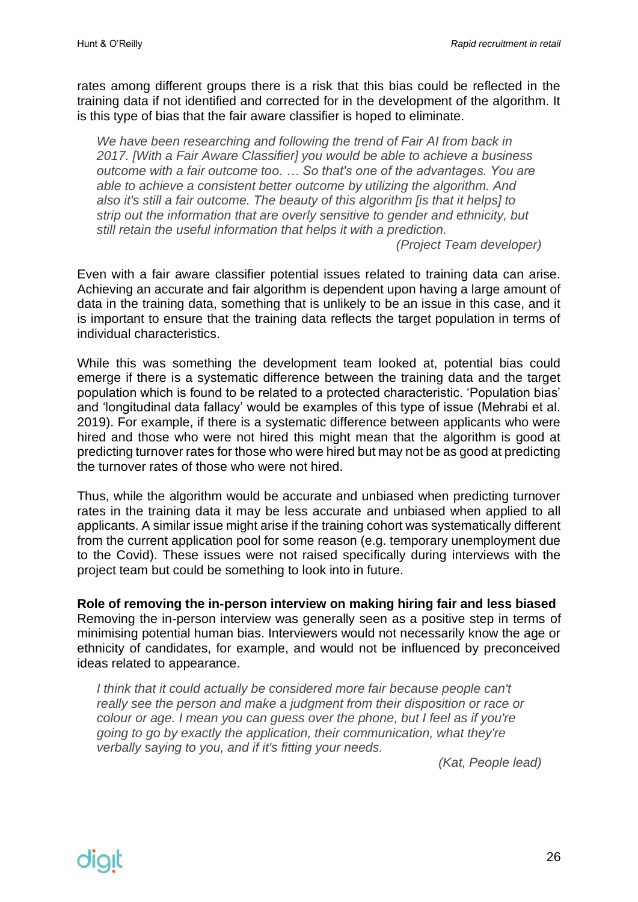rates among different groups there is a risk that this bias could be reflected in the training data if not identified and corrected for in the development of the algorithm. It is this type of bias that the fair aware classifier is hoped to eliminate.

> *We have been researching and following the trend of Fair AI from back in 2017. [With a Fair Aware Classifier] you would be able to achieve a business outcome with a fair outcome too. … So that's one of the advantages. You are able to achieve a consistent better outcome by utilizing the algorithm. And also it's still a fair outcome. The beauty of this algorithm [is that it helps] to strip out the information that are overly sensitive to gender and ethnicity, but still retain the useful information that helps it with a prediction.*
>
> *(Project Team developer)*

Even with a fair aware classifier potential issues related to training data can arise. Achieving an accurate and fair algorithm is dependent upon having a large amount of data in the training data, something that is unlikely to be an issue in this case, and it is important to ensure that the training data reflects the target population in terms of individual characteristics.

While this was something the development team looked at, potential bias could emerge if there is a systematic difference between the training data and the target population which is found to be related to a protected characteristic. 'Population bias' and 'longitudinal data fallacy' would be examples of this type of issue (Mehrabi et al. 2019). For example, if there is a systematic difference between applicants who were hired and those who were not hired this might mean that the algorithm is good at predicting turnover rates for those who were hired but may not be as good at predicting the turnover rates of those who were not hired.

Thus, while the algorithm would be accurate and unbiased when predicting turnover rates in the training data it may be less accurate and unbiased when applied to all applicants. A similar issue might arise if the training cohort was systematically different from the current application pool for some reason (e.g. temporary unemployment due to the Covid). These issues were not raised specifically during interviews with the project team but could be something to look into in future.

**Role of removing the in-person interview on making hiring fair and less biased**

Removing the in-person interview was generally seen as a positive step in terms of minimising potential human bias. Interviewers would not necessarily know the age or ethnicity of candidates, for example, and would not be influenced by preconceived ideas related to appearance.

> *I think that it could actually be considered more fair because people can't really see the person and make a judgment from their disposition or race or colour or age. I mean you can guess over the phone, but I feel as if you're going to go by exactly the application, their communication, what they're verbally saying to you, and if it's fitting your needs.*
>
> *(Kat, People lead)*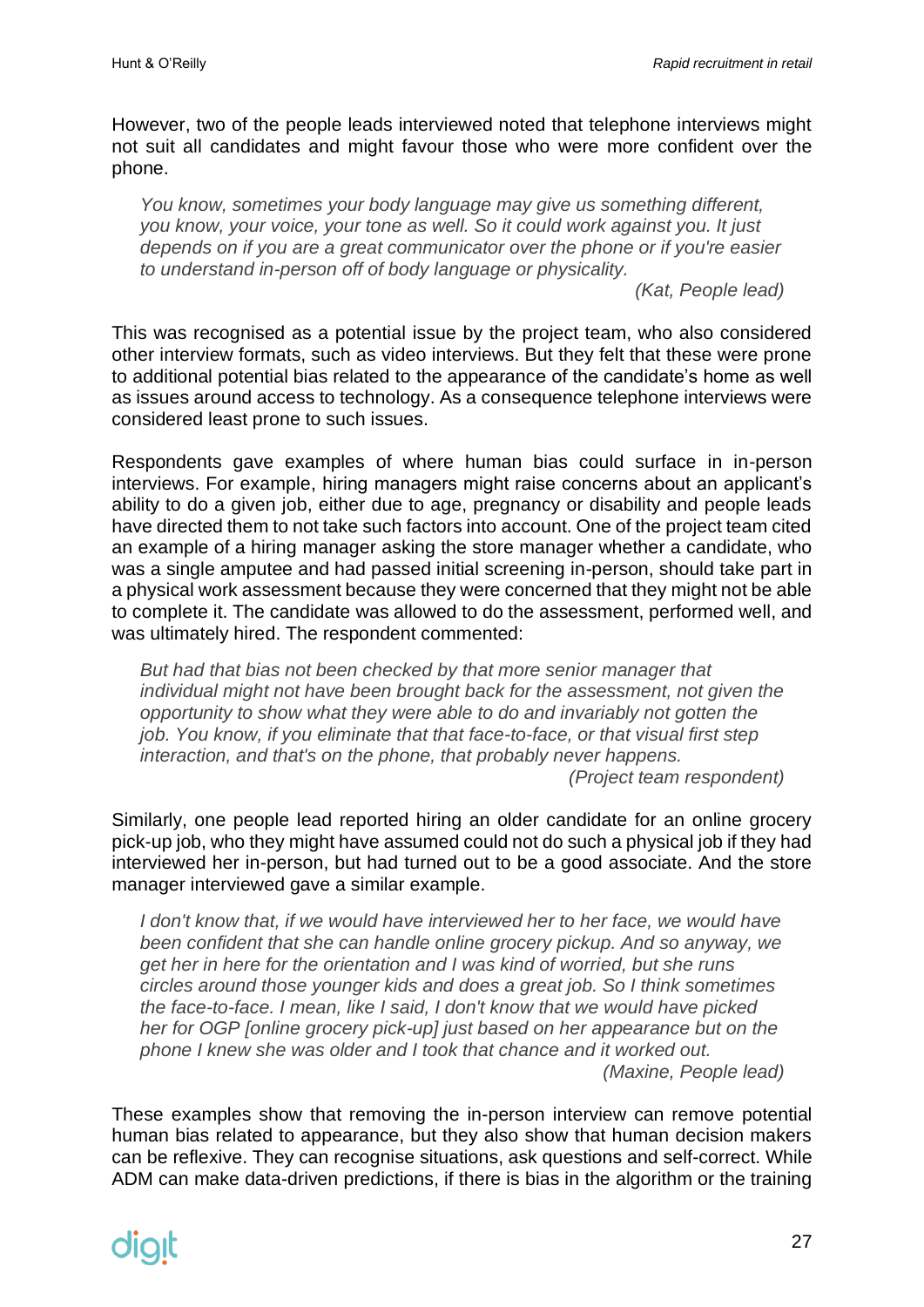However, two of the people leads interviewed noted that telephone interviews might not suit all candidates and might favour those who were more confident over the phone.

> *You know, sometimes your body language may give us something different, you know, your voice, your tone as well. So it could work against you. It just depends on if you are a great communicator over the phone or if you're easier to understand in-person off of body language or physicality.*
>
> *(Kat, People lead)*

This was recognised as a potential issue by the project team, who also considered other interview formats, such as video interviews. But they felt that these were prone to additional potential bias related to the appearance of the candidate's home as well as issues around access to technology. As a consequence telephone interviews were considered least prone to such issues.

Respondents gave examples of where human bias could surface in in-person interviews. For example, hiring managers might raise concerns about an applicant's ability to do a given job, either due to age, pregnancy or disability and people leads have directed them to not take such factors into account. One of the project team cited an example of a hiring manager asking the store manager whether a candidate, who was a single amputee and had passed initial screening in-person, should take part in a physical work assessment because they were concerned that they might not be able to complete it. The candidate was allowed to do the assessment, performed well, and was ultimately hired. The respondent commented:

> *But had that bias not been checked by that more senior manager that individual might not have been brought back for the assessment, not given the opportunity to show what they were able to do and invariably not gotten the job. You know, if you eliminate that that face-to-face, or that visual first step interaction, and that's on the phone, that probably never happens.*
>
> *(Project team respondent)*

Similarly, one people lead reported hiring an older candidate for an online grocery pick-up job, who they might have assumed could not do such a physical job if they had interviewed her in-person, but had turned out to be a good associate. And the store manager interviewed gave a similar example.

> *I don't know that, if we would have interviewed her to her face, we would have been confident that she can handle online grocery pickup. And so anyway, we get her in here for the orientation and I was kind of worried, but she runs circles around those younger kids and does a great job. So I think sometimes the face-to-face. I mean, like I said, I don't know that we would have picked her for OGP [online grocery pick-up] just based on her appearance but on the phone I knew she was older and I took that chance and it worked out.*
>
> *(Maxine, People lead)*

These examples show that removing the in-person interview can remove potential human bias related to appearance, but they also show that human decision makers can be reflexive. They can recognise situations, ask questions and self-correct. While ADM can make data-driven predictions, if there is bias in the algorithm or the training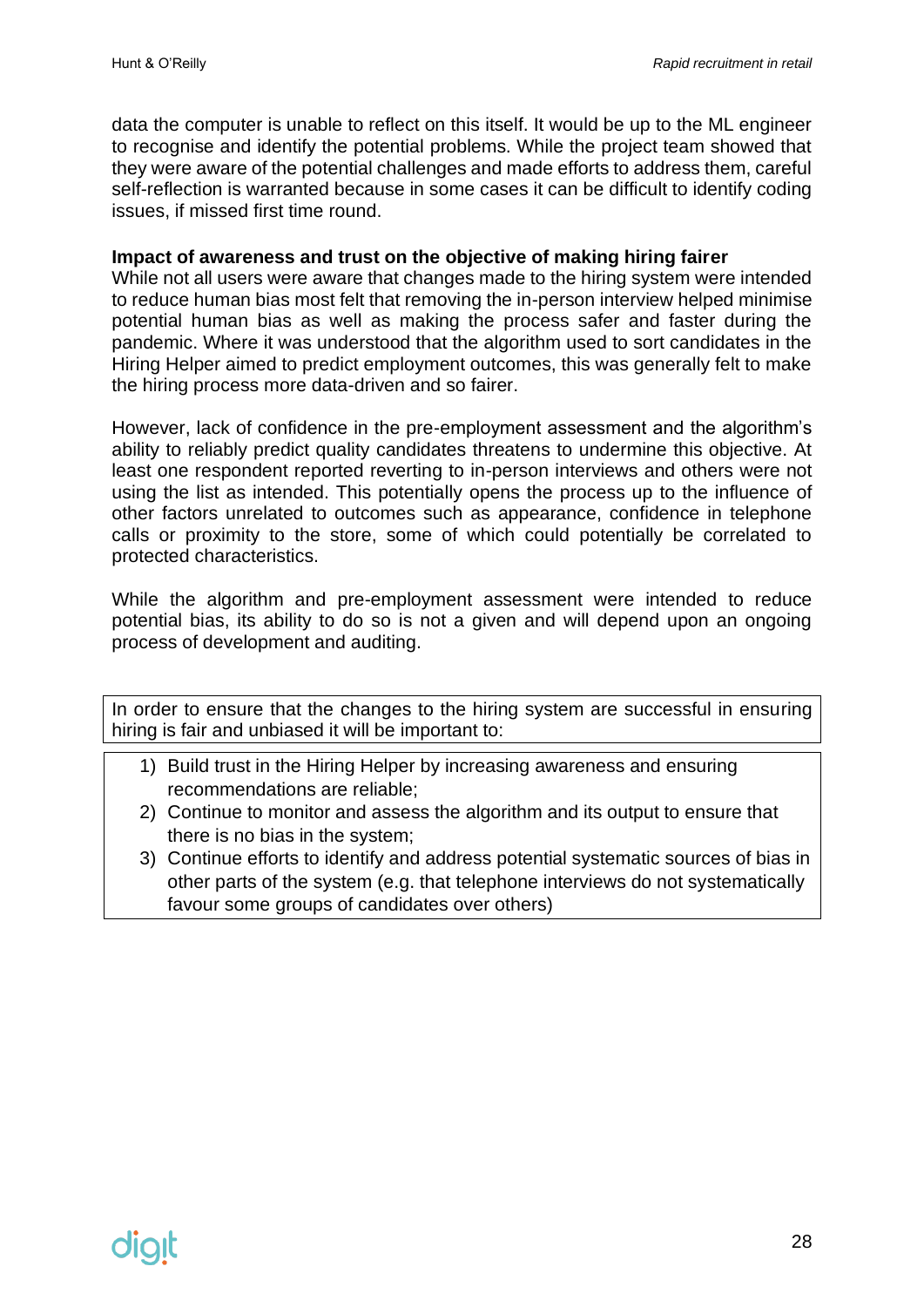data the computer is unable to reflect on this itself. It would be up to the ML engineer to recognise and identify the potential problems. While the project team showed that they were aware of the potential challenges and made efforts to address them, careful self-reflection is warranted because in some cases it can be difficult to identify coding issues, if missed first time round.

**Impact of awareness and trust on the objective of making hiring fairer**

While not all users were aware that changes made to the hiring system were intended to reduce human bias most felt that removing the in-person interview helped minimise potential human bias as well as making the process safer and faster during the pandemic. Where it was understood that the algorithm used to sort candidates in the Hiring Helper aimed to predict employment outcomes, this was generally felt to make the hiring process more data-driven and so fairer.

However, lack of confidence in the pre-employment assessment and the algorithm's ability to reliably predict quality candidates threatens to undermine this objective. At least one respondent reported reverting to in-person interviews and others were not using the list as intended. This potentially opens the process up to the influence of other factors unrelated to outcomes such as appearance, confidence in telephone calls or proximity to the store, some of which could potentially be correlated to protected characteristics.

While the algorithm and pre-employment assessment were intended to reduce potential bias, its ability to do so is not a given and will depend upon an ongoing process of development and auditing.

In order to ensure that the changes to the hiring system are successful in ensuring hiring is fair and unbiased it will be important to:

1) Build trust in the Hiring Helper by increasing awareness and ensuring recommendations are reliable;
2) Continue to monitor and assess the algorithm and its output to ensure that there is no bias in the system;
3) Continue efforts to identify and address potential systematic sources of bias in other parts of the system (e.g. that telephone interviews do not systematically favour some groups of candidates over others)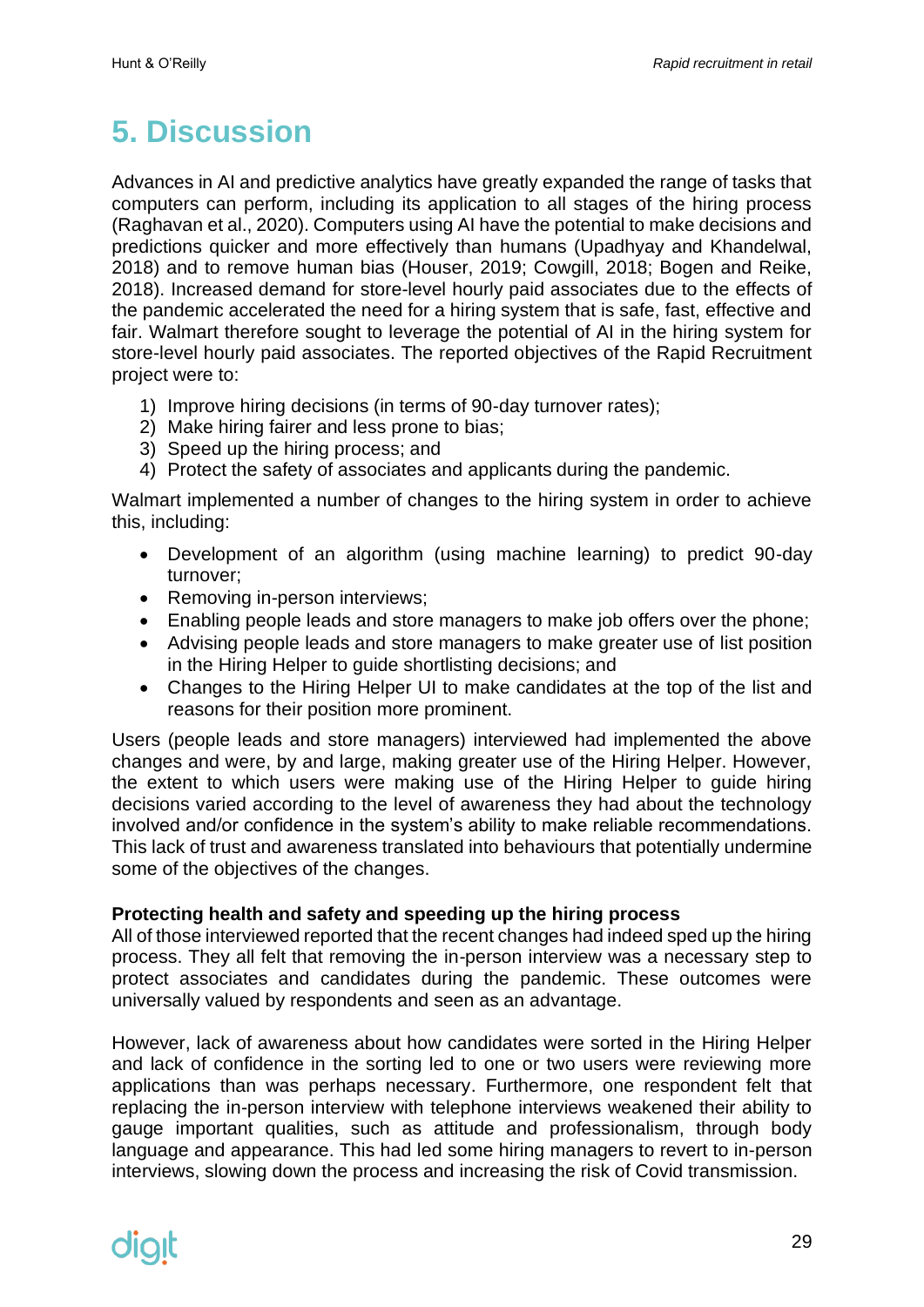# 5. Discussion

Advances in AI and predictive analytics have greatly expanded the range of tasks that computers can perform, including its application to all stages of the hiring process (Raghavan et al., 2020). Computers using AI have the potential to make decisions and predictions quicker and more effectively than humans (Upadhyay and Khandelwal, 2018) and to remove human bias (Houser, 2019; Cowgill, 2018; Bogen and Reike, 2018). Increased demand for store-level hourly paid associates due to the effects of the pandemic accelerated the need for a hiring system that is safe, fast, effective and fair. Walmart therefore sought to leverage the potential of AI in the hiring system for store-level hourly paid associates. The reported objectives of the Rapid Recruitment project were to:

1) Improve hiring decisions (in terms of 90-day turnover rates);
2) Make hiring fairer and less prone to bias;
3) Speed up the hiring process; and
4) Protect the safety of associates and applicants during the pandemic.

Walmart implemented a number of changes to the hiring system in order to achieve this, including:

- Development of an algorithm (using machine learning) to predict 90-day turnover;
- Removing in-person interviews;
- Enabling people leads and store managers to make job offers over the phone;
- Advising people leads and store managers to make greater use of list position in the Hiring Helper to guide shortlisting decisions; and
- Changes to the Hiring Helper UI to make candidates at the top of the list and reasons for their position more prominent.

Users (people leads and store managers) interviewed had implemented the above changes and were, by and large, making greater use of the Hiring Helper. However, the extent to which users were making use of the Hiring Helper to guide hiring decisions varied according to the level of awareness they had about the technology involved and/or confidence in the system's ability to make reliable recommendations. This lack of trust and awareness translated into behaviours that potentially undermine some of the objectives of the changes.

**Protecting health and safety and speeding up the hiring process**

All of those interviewed reported that the recent changes had indeed sped up the hiring process. They all felt that removing the in-person interview was a necessary step to protect associates and candidates during the pandemic. These outcomes were universally valued by respondents and seen as an advantage.

However, lack of awareness about how candidates were sorted in the Hiring Helper and lack of confidence in the sorting led to one or two users were reviewing more applications than was perhaps necessary. Furthermore, one respondent felt that replacing the in-person interview with telephone interviews weakened their ability to gauge important qualities, such as attitude and professionalism, through body language and appearance. This had led some hiring managers to revert to in-person interviews, slowing down the process and increasing the risk of Covid transmission.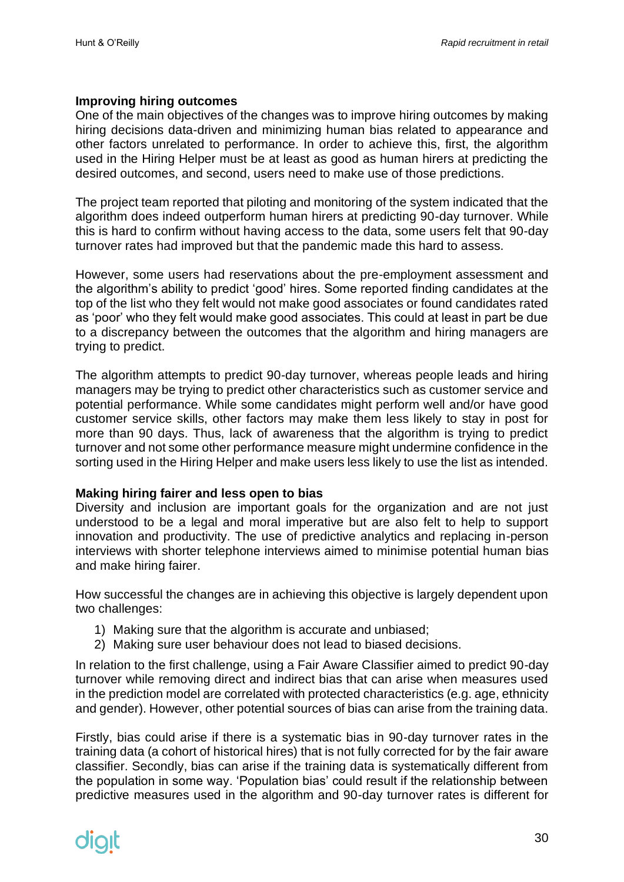**Improving hiring outcomes**

One of the main objectives of the changes was to improve hiring outcomes by making hiring decisions data-driven and minimizing human bias related to appearance and other factors unrelated to performance. In order to achieve this, first, the algorithm used in the Hiring Helper must be at least as good as human hirers at predicting the desired outcomes, and second, users need to make use of those predictions.

The project team reported that piloting and monitoring of the system indicated that the algorithm does indeed outperform human hirers at predicting 90-day turnover. While this is hard to confirm without having access to the data, some users felt that 90-day turnover rates had improved but that the pandemic made this hard to assess.

However, some users had reservations about the pre-employment assessment and the algorithm's ability to predict 'good' hires. Some reported finding candidates at the top of the list who they felt would not make good associates or found candidates rated as 'poor' who they felt would make good associates. This could at least in part be due to a discrepancy between the outcomes that the algorithm and hiring managers are trying to predict.

The algorithm attempts to predict 90-day turnover, whereas people leads and hiring managers may be trying to predict other characteristics such as customer service and potential performance. While some candidates might perform well and/or have good customer service skills, other factors may make them less likely to stay in post for more than 90 days. Thus, lack of awareness that the algorithm is trying to predict turnover and not some other performance measure might undermine confidence in the sorting used in the Hiring Helper and make users less likely to use the list as intended.

**Making hiring fairer and less open to bias**

Diversity and inclusion are important goals for the organization and are not just understood to be a legal and moral imperative but are also felt to help to support innovation and productivity. The use of predictive analytics and replacing in-person interviews with shorter telephone interviews aimed to minimise potential human bias and make hiring fairer.

How successful the changes are in achieving this objective is largely dependent upon two challenges:

1) Making sure that the algorithm is accurate and unbiased;
2) Making sure user behaviour does not lead to biased decisions.

In relation to the first challenge, using a Fair Aware Classifier aimed to predict 90-day turnover while removing direct and indirect bias that can arise when measures used in the prediction model are correlated with protected characteristics (e.g. age, ethnicity and gender). However, other potential sources of bias can arise from the training data.

Firstly, bias could arise if there is a systematic bias in 90-day turnover rates in the training data (a cohort of historical hires) that is not fully corrected for by the fair aware classifier. Secondly, bias can arise if the training data is systematically different from the population in some way. 'Population bias' could result if the relationship between predictive measures used in the algorithm and 90-day turnover rates is different for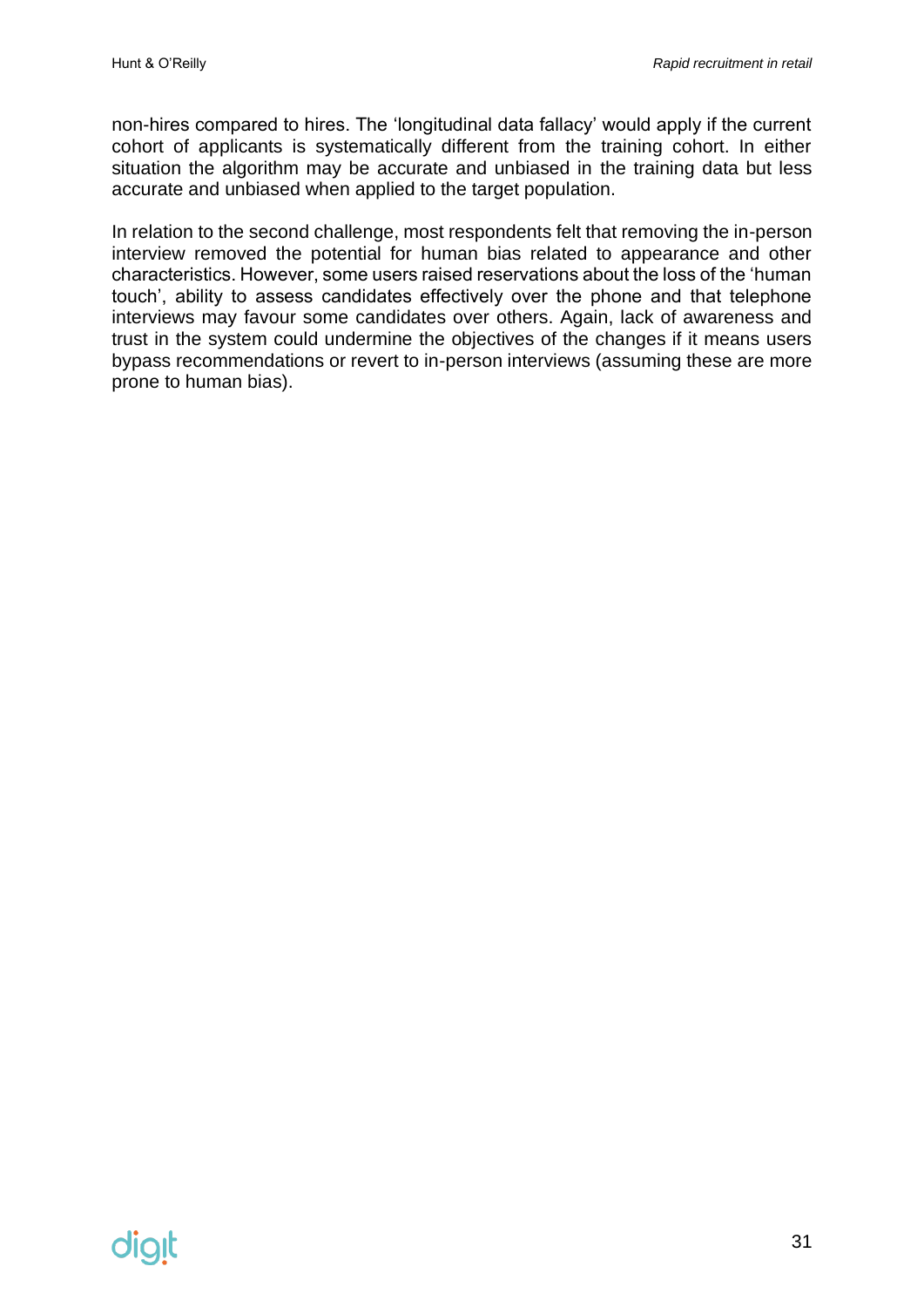non-hires compared to hires. The 'longitudinal data fallacy' would apply if the current cohort of applicants is systematically different from the training cohort. In either situation the algorithm may be accurate and unbiased in the training data but less accurate and unbiased when applied to the target population.

In relation to the second challenge, most respondents felt that removing the in-person interview removed the potential for human bias related to appearance and other characteristics. However, some users raised reservations about the loss of the 'human touch', ability to assess candidates effectively over the phone and that telephone interviews may favour some candidates over others. Again, lack of awareness and trust in the system could undermine the objectives of the changes if it means users bypass recommendations or revert to in-person interviews (assuming these are more prone to human bias).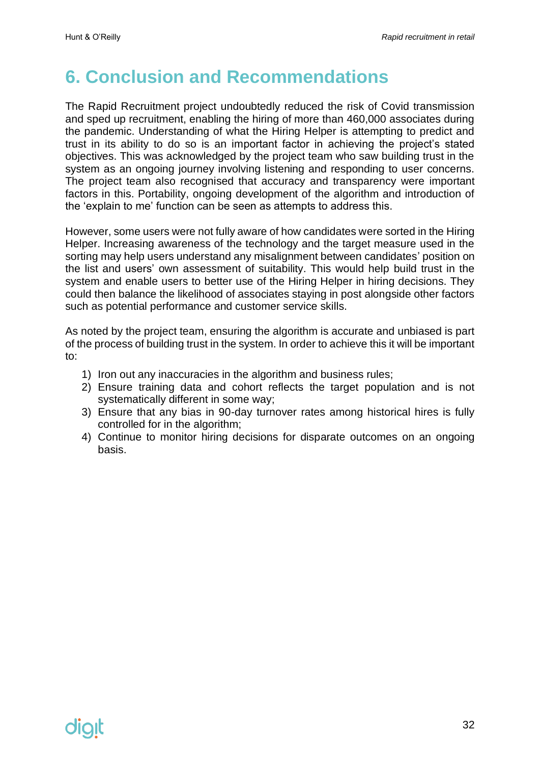# 6. Conclusion and Recommendations

The Rapid Recruitment project undoubtedly reduced the risk of Covid transmission and sped up recruitment, enabling the hiring of more than 460,000 associates during the pandemic. Understanding of what the Hiring Helper is attempting to predict and trust in its ability to do so is an important factor in achieving the project's stated objectives. This was acknowledged by the project team who saw building trust in the system as an ongoing journey involving listening and responding to user concerns. The project team also recognised that accuracy and transparency were important factors in this. Portability, ongoing development of the algorithm and introduction of the 'explain to me' function can be seen as attempts to address this.

However, some users were not fully aware of how candidates were sorted in the Hiring Helper. Increasing awareness of the technology and the target measure used in the sorting may help users understand any misalignment between candidates' position on the list and users' own assessment of suitability. This would help build trust in the system and enable users to better use of the Hiring Helper in hiring decisions. They could then balance the likelihood of associates staying in post alongside other factors such as potential performance and customer service skills.

As noted by the project team, ensuring the algorithm is accurate and unbiased is part of the process of building trust in the system. In order to achieve this it will be important to:

1) Iron out any inaccuracies in the algorithm and business rules;
2) Ensure training data and cohort reflects the target population and is not systematically different in some way;
3) Ensure that any bias in 90-day turnover rates among historical hires is fully controlled for in the algorithm;
4) Continue to monitor hiring decisions for disparate outcomes on an ongoing basis.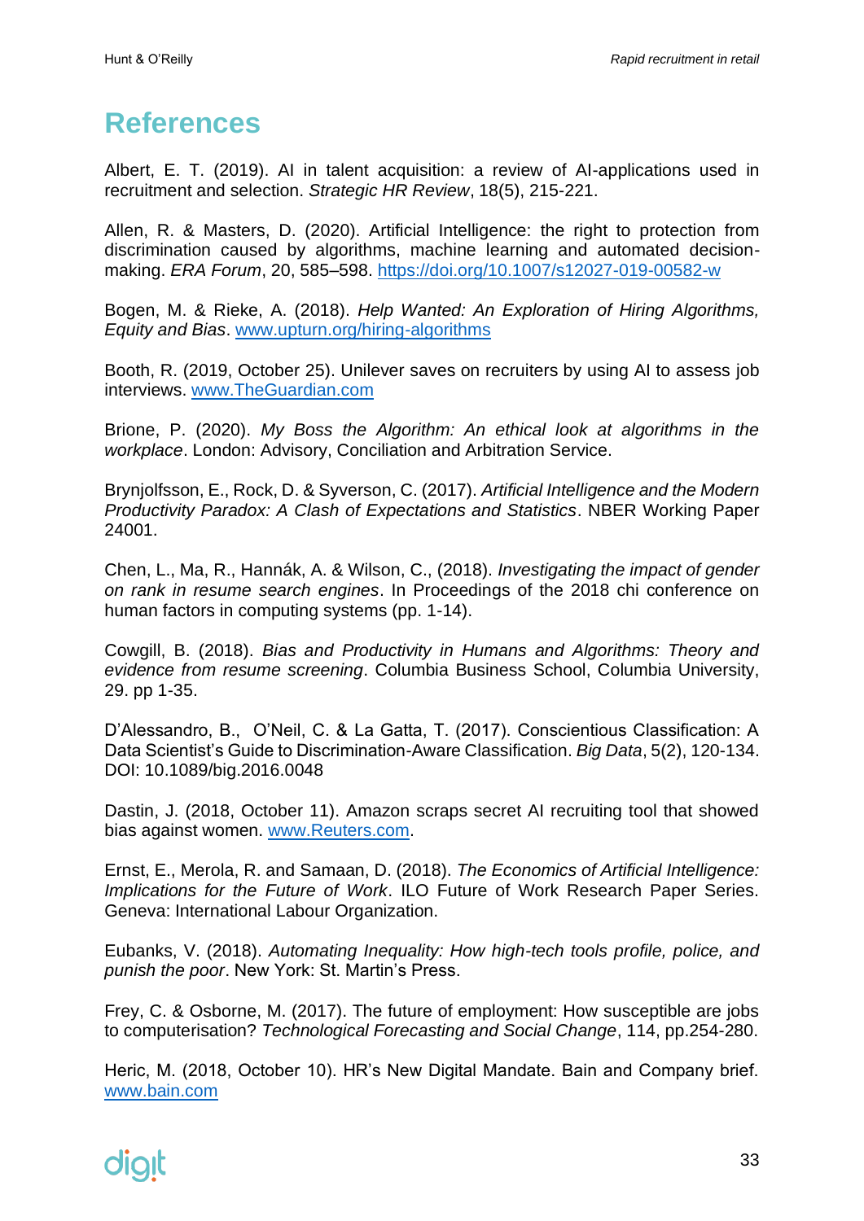# References

Albert, E. T. (2019). AI in talent acquisition: a review of AI-applications used in recruitment and selection. *Strategic HR Review*, 18(5), 215-221.

Allen, R. & Masters, D. (2020). Artificial Intelligence: the right to protection from discrimination caused by algorithms, machine learning and automated decision-making. *ERA Forum*, 20, 585–598. https://doi.org/10.1007/s12027-019-00582-w

Bogen, M. & Rieke, A. (2018). *Help Wanted: An Exploration of Hiring Algorithms, Equity and Bias*. www.upturn.org/hiring-algorithms

Booth, R. (2019, October 25). Unilever saves on recruiters by using AI to assess job interviews. www.TheGuardian.com

Brione, P. (2020). *My Boss the Algorithm: An ethical look at algorithms in the workplace*. London: Advisory, Conciliation and Arbitration Service.

Brynjolfsson, E., Rock, D. & Syverson, C. (2017). *Artificial Intelligence and the Modern Productivity Paradox: A Clash of Expectations and Statistics*. NBER Working Paper 24001.

Chen, L., Ma, R., Hannák, A. & Wilson, C., (2018). *Investigating the impact of gender on rank in resume search engines*. In Proceedings of the 2018 chi conference on human factors in computing systems (pp. 1-14).

Cowgill, B. (2018). *Bias and Productivity in Humans and Algorithms: Theory and evidence from resume screening*. Columbia Business School, Columbia University, 29. pp 1-35.

D'Alessandro, B., O'Neil, C. & La Gatta, T. (2017). Conscientious Classification: A Data Scientist's Guide to Discrimination-Aware Classification. *Big Data*, 5(2), 120-134. DOI: 10.1089/big.2016.0048

Dastin, J. (2018, October 11). Amazon scraps secret AI recruiting tool that showed bias against women. www.Reuters.com.

Ernst, E., Merola, R. and Samaan, D. (2018). *The Economics of Artificial Intelligence: Implications for the Future of Work*. ILO Future of Work Research Paper Series. Geneva: International Labour Organization.

Eubanks, V. (2018). *Automating Inequality: How high-tech tools profile, police, and punish the poor*. New York: St. Martin's Press.

Frey, C. & Osborne, M. (2017). The future of employment: How susceptible are jobs to computerisation? *Technological Forecasting and Social Change*, 114, pp.254-280.

Heric, M. (2018, October 10). HR's New Digital Mandate. Bain and Company brief. www.bain.com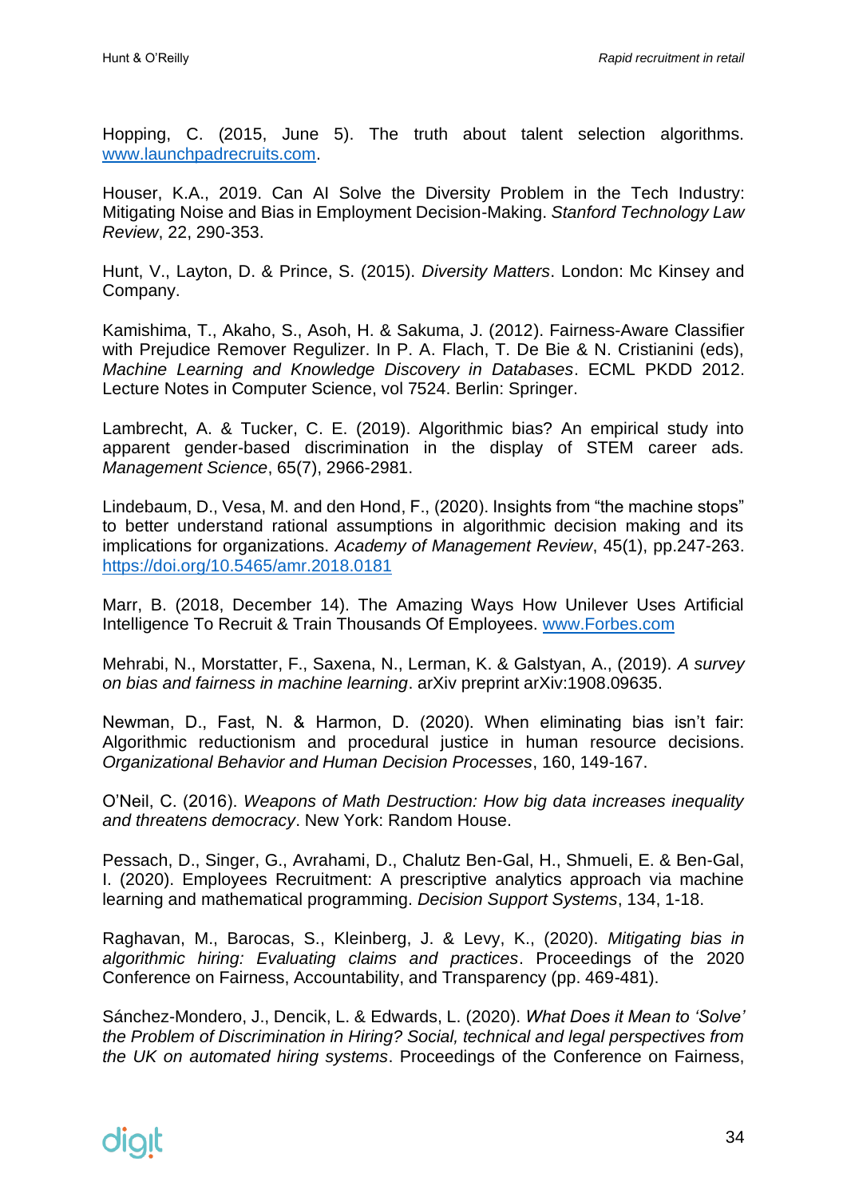Hopping, C. (2015, June 5). The truth about talent selection algorithms. www.launchpadrecruits.com.

Houser, K.A., 2019. Can AI Solve the Diversity Problem in the Tech Industry: Mitigating Noise and Bias in Employment Decision-Making. *Stanford Technology Law Review*, 22, 290-353.

Hunt, V., Layton, D. & Prince, S. (2015). *Diversity Matters*. London: Mc Kinsey and Company.

Kamishima, T., Akaho, S., Asoh, H. & Sakuma, J. (2012). Fairness-Aware Classifier with Prejudice Remover Regulizer. In P. A. Flach, T. De Bie & N. Cristianini (eds), *Machine Learning and Knowledge Discovery in Databases*. ECML PKDD 2012. Lecture Notes in Computer Science, vol 7524. Berlin: Springer.

Lambrecht, A. & Tucker, C. E. (2019). Algorithmic bias? An empirical study into apparent gender-based discrimination in the display of STEM career ads. *Management Science*, 65(7), 2966-2981.

Lindebaum, D., Vesa, M. and den Hond, F., (2020). Insights from "the machine stops" to better understand rational assumptions in algorithmic decision making and its implications for organizations. *Academy of Management Review*, 45(1), pp.247-263. https://doi.org/10.5465/amr.2018.0181

Marr, B. (2018, December 14). The Amazing Ways How Unilever Uses Artificial Intelligence To Recruit & Train Thousands Of Employees. www.Forbes.com

Mehrabi, N., Morstatter, F., Saxena, N., Lerman, K. & Galstyan, A., (2019). *A survey on bias and fairness in machine learning*. arXiv preprint arXiv:1908.09635.

Newman, D., Fast, N. & Harmon, D. (2020). When eliminating bias isn't fair: Algorithmic reductionism and procedural justice in human resource decisions. *Organizational Behavior and Human Decision Processes*, 160, 149-167.

O'Neil, C. (2016). *Weapons of Math Destruction: How big data increases inequality and threatens democracy*. New York: Random House.

Pessach, D., Singer, G., Avrahami, D., Chalutz Ben-Gal, H., Shmueli, E. & Ben-Gal, I. (2020). Employees Recruitment: A prescriptive analytics approach via machine learning and mathematical programming. *Decision Support Systems*, 134, 1-18.

Raghavan, M., Barocas, S., Kleinberg, J. & Levy, K., (2020). *Mitigating bias in algorithmic hiring: Evaluating claims and practices*. Proceedings of the 2020 Conference on Fairness, Accountability, and Transparency (pp. 469-481).

Sánchez-Mondero, J., Dencik, L. & Edwards, L. (2020). *What Does it Mean to 'Solve' the Problem of Discrimination in Hiring? Social, technical and legal perspectives from the UK on automated hiring systems*. Proceedings of the Conference on Fairness,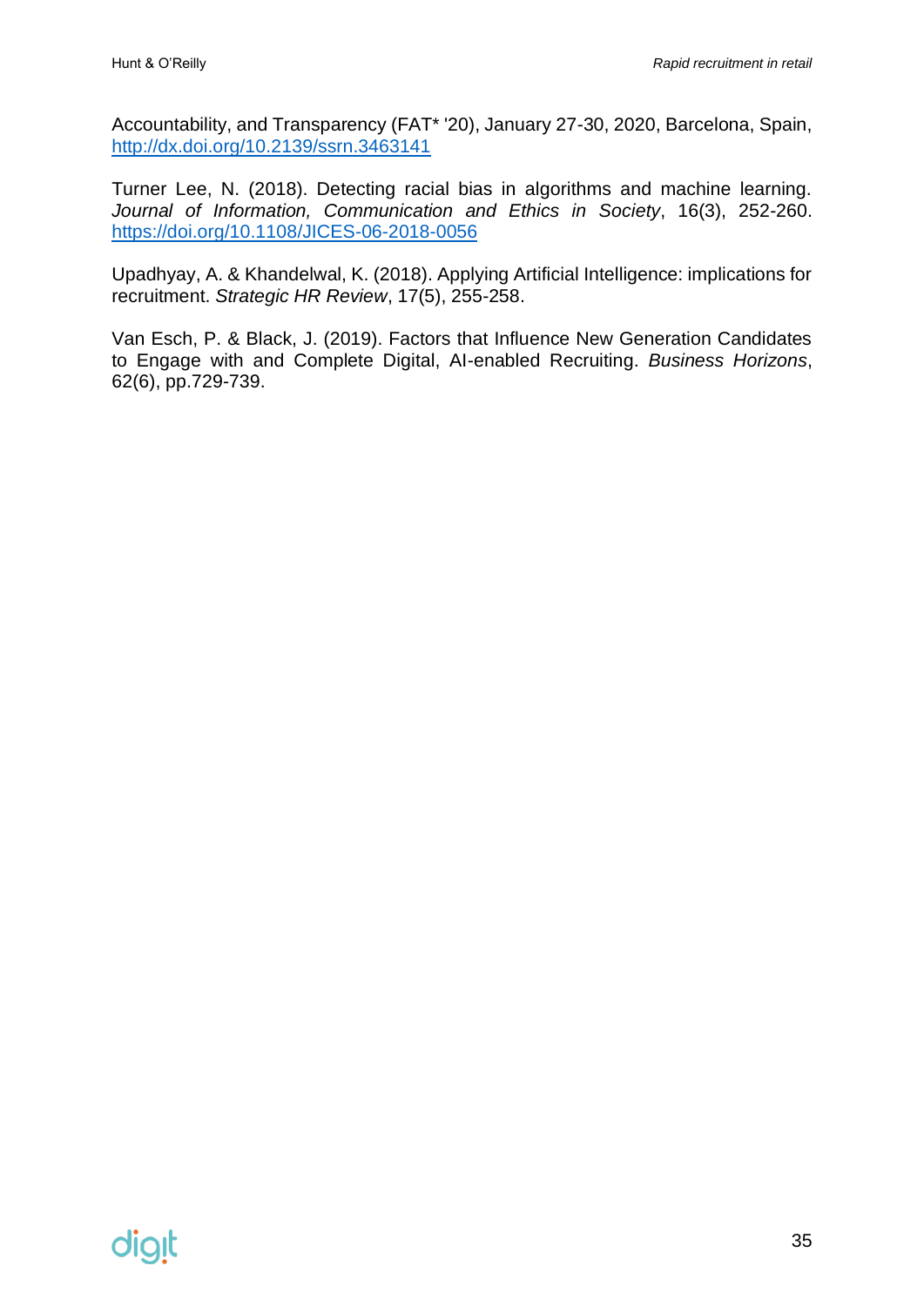Accountability, and Transparency (FAT* '20), January 27-30, 2020, Barcelona, Spain, http://dx.doi.org/10.2139/ssrn.3463141

Turner Lee, N. (2018). Detecting racial bias in algorithms and machine learning. *Journal of Information, Communication and Ethics in Society*, 16(3), 252-260. https://doi.org/10.1108/JICES-06-2018-0056

Upadhyay, A. & Khandelwal, K. (2018). Applying Artificial Intelligence: implications for recruitment. *Strategic HR Review*, 17(5), 255-258.

Van Esch, P. & Black, J. (2019). Factors that Influence New Generation Candidates to Engage with and Complete Digital, AI-enabled Recruiting. *Business Horizons*, 62(6), pp.729-739.